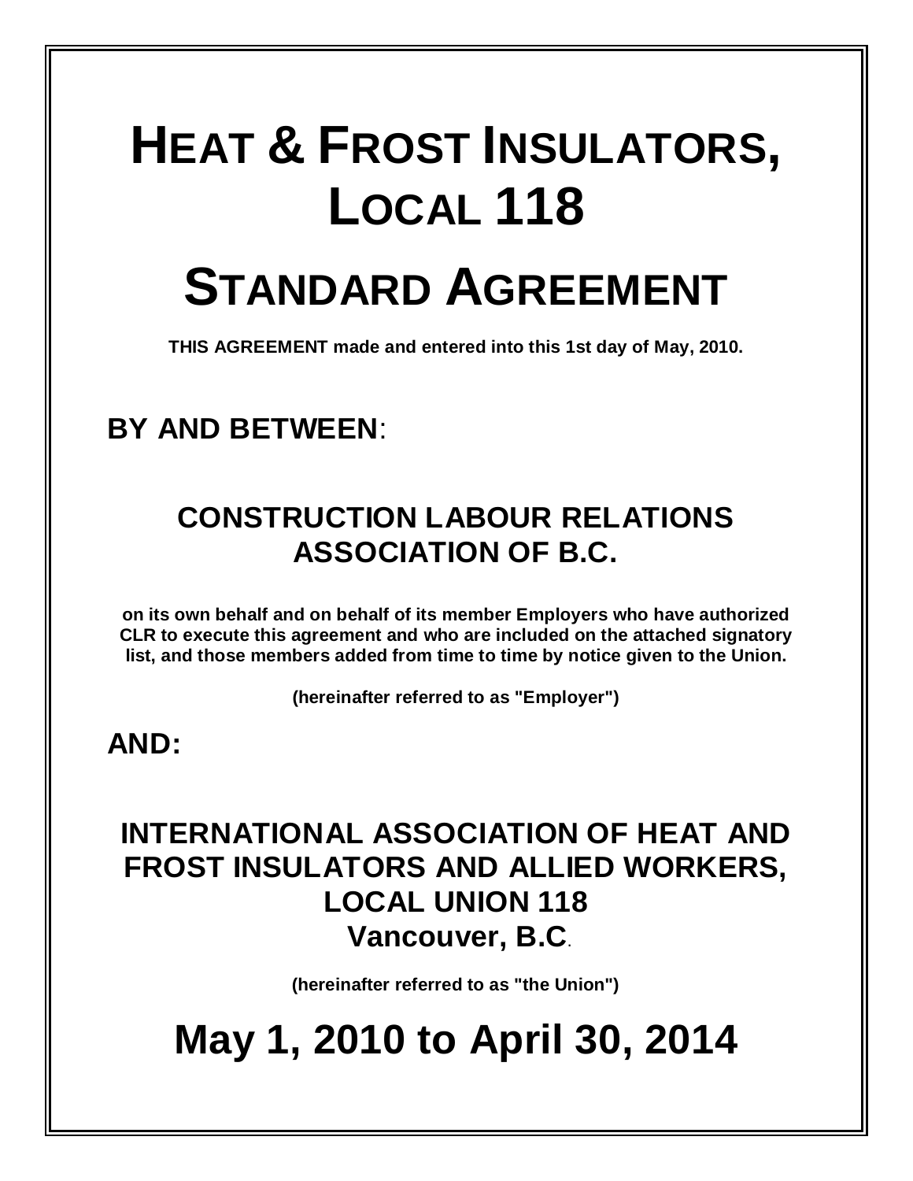# HEAT & FROST INSULATORS, LOCAL 118

# STANDARD AGREEMENT

**THIS AGREEMENT made and entered into this 1st day of May, 2010.**

**BY AND BETWEEN**:

## CONSTRUCTION LABOUR RELATIONS ASSOCIATION OF B.C.

**on its own behalf and on behalf of its member Employers who have authorized CLR to execute this agreement and who are included on the attached signatory list, and those members added from time to time by notice given to the Union.**

**(hereinafter referred to as "Employer")**

**AND:**

## INTERNATIONAL ASSOCIATION OF HEAT AND FROST INSULATORS AND ALLIED WORKERS, LOCAL UNION 118 Vancouver, B.C.

**(hereinafter referred to as "the Union")**

# May 1, 2010 to April 30, 2014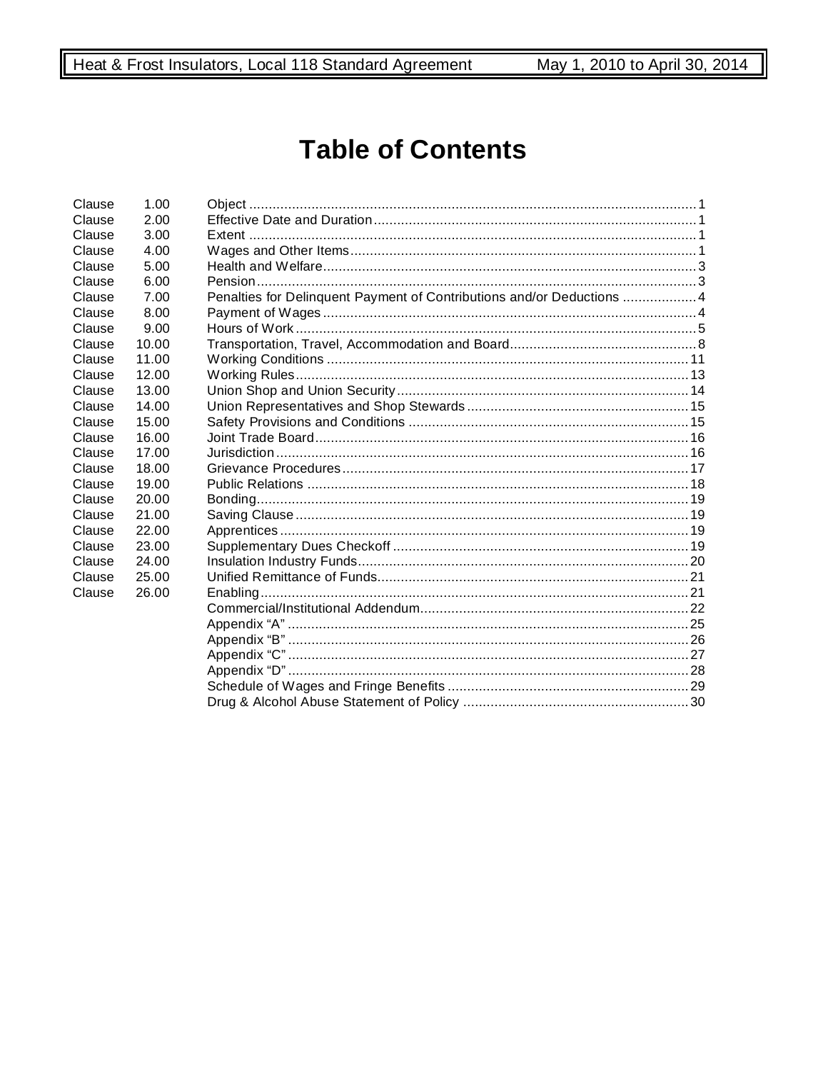# Table of Contents

| | | | |
|---|---|---|---|
| Clause | 1.00 | Object | 1 |
| Clause | 2.00 | Effective Date and Duration | 1 |
| Clause | 3.00 | Extent | 1 |
| Clause | 4.00 | Wages and Other Items | 1 |
| Clause | 5.00 | Health and Welfare | 3 |
| Clause | 6.00 | Pension | 3 |
| Clause | 7.00 | Penalties for Delinquent Payment of Contributions and/or Deductions | 4 |
| Clause | 8.00 | Payment of Wages | 4 |
| Clause | 9.00 | Hours of Work | 5 |
| Clause | 10.00 | Transportation, Travel, Accommodation and Board | 8 |
| Clause | 11.00 | Working Conditions | 11 |
| Clause | 12.00 | Working Rules | 13 |
| Clause | 13.00 | Union Shop and Union Security | 14 |
| Clause | 14.00 | Union Representatives and Shop Stewards | 15 |
| Clause | 15.00 | Safety Provisions and Conditions | 15 |
| Clause | 16.00 | Joint Trade Board | 16 |
| Clause | 17.00 | Jurisdiction | 16 |
| Clause | 18.00 | Grievance Procedures | 17 |
| Clause | 19.00 | Public Relations | 18 |
| Clause | 20.00 | Bonding | 19 |
| Clause | 21.00 | Saving Clause | 19 |
| Clause | 22.00 | Apprentices | 19 |
| Clause | 23.00 | Supplementary Dues Checkoff | 19 |
| Clause | 24.00 | Insulation Industry Funds | 20 |
| Clause | 25.00 | Unified Remittance of Funds | 21 |
| Clause | 26.00 | Enabling | 21 |
| | | Commercial/Institutional Addendum | 22 |
| | | Appendix "A" | 25 |
| | | Appendix "B" | 26 |
| | | Appendix "C" | 27 |
| | | Appendix "D" | 28 |
| | | Schedule of Wages and Fringe Benefits | 29 |
| | | Drug & Alcohol Abuse Statement of Policy | 30 |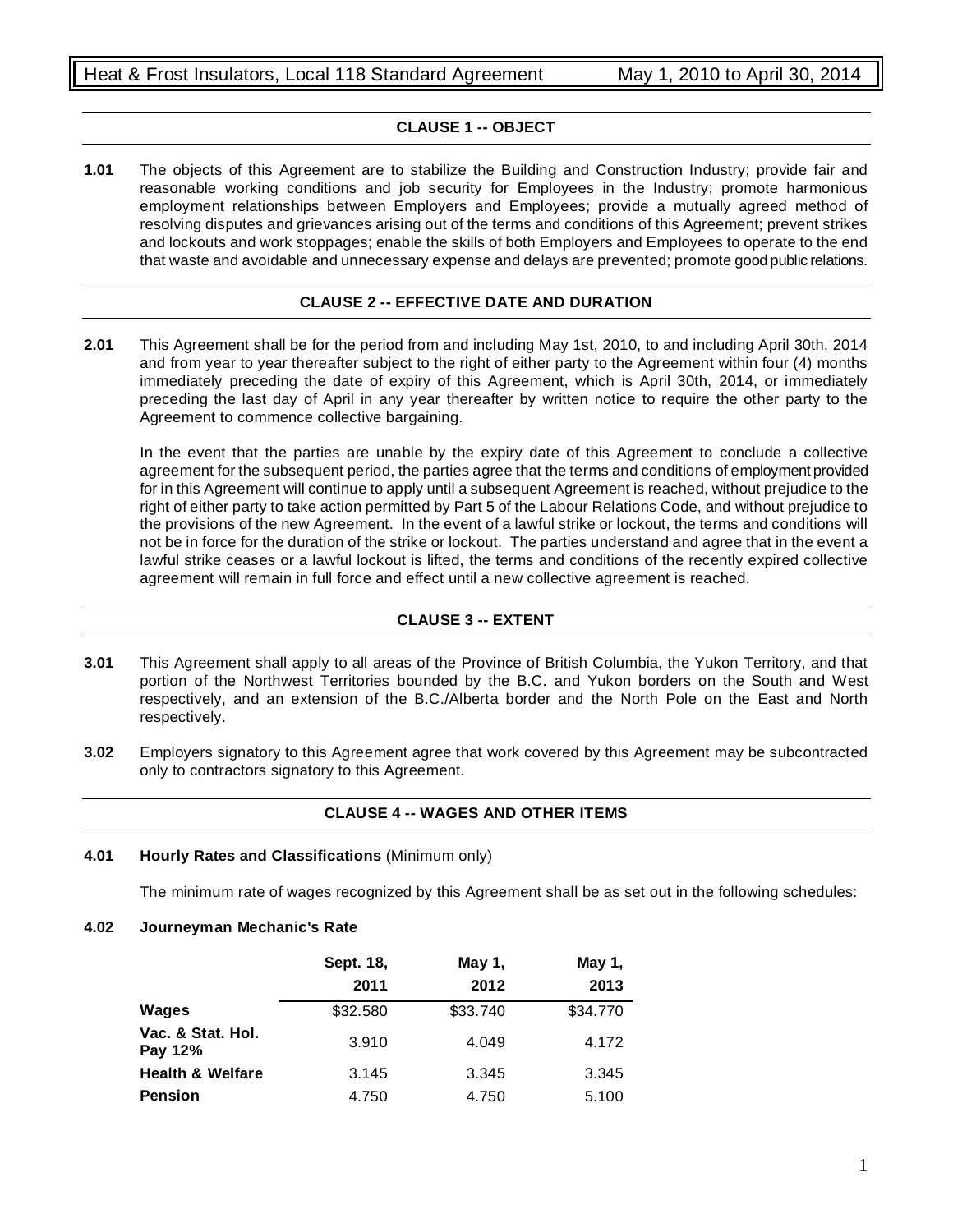## CLAUSE 1 -- OBJECT

**1.01** The objects of this Agreement are to stabilize the Building and Construction Industry; provide fair and reasonable working conditions and job security for Employees in the Industry; promote harmonious employment relationships between Employers and Employees; provide a mutually agreed method of resolving disputes and grievances arising out of the terms and conditions of this Agreement; prevent strikes and lockouts and work stoppages; enable the skills of both Employers and Employees to operate to the end that waste and avoidable and unnecessary expense and delays are prevented; promote good public relations.

## CLAUSE 2 -- EFFECTIVE DATE AND DURATION

**2.01** This Agreement shall be for the period from and including May 1st, 2010, to and including April 30th, 2014 and from year to year thereafter subject to the right of either party to the Agreement within four (4) months immediately preceding the date of expiry of this Agreement, which is April 30th, 2014, or immediately preceding the last day of April in any year thereafter by written notice to require the other party to the Agreement to commence collective bargaining.

In the event that the parties are unable by the expiry date of this Agreement to conclude a collective agreement for the subsequent period, the parties agree that the terms and conditions of employment provided for in this Agreement will continue to apply until a subsequent Agreement is reached, without prejudice to the right of either party to take action permitted by Part 5 of the Labour Relations Code, and without prejudice to the provisions of the new Agreement. In the event of a lawful strike or lockout, the terms and conditions will not be in force for the duration of the strike or lockout. The parties understand and agree that in the event a lawful strike ceases or a lawful lockout is lifted, the terms and conditions of the recently expired collective agreement will remain in full force and effect until a new collective agreement is reached.

## CLAUSE 3 -- EXTENT

**3.01** This Agreement shall apply to all areas of the Province of British Columbia, the Yukon Territory, and that portion of the Northwest Territories bounded by the B.C. and Yukon borders on the South and West respectively, and an extension of the B.C./Alberta border and the North Pole on the East and North respectively.

**3.02** Employers signatory to this Agreement agree that work covered by this Agreement may be subcontracted only to contractors signatory to this Agreement.

## CLAUSE 4 -- WAGES AND OTHER ITEMS

**4.01 Hourly Rates and Classifications** (Minimum only)

The minimum rate of wages recognized by this Agreement shall be as set out in the following schedules:

**4.02 Journeyman Mechanic's Rate**

| | Sept. 18, 2011 | May 1, 2012 | May 1, 2013 |
|---|---|---|---|
| **Wages** | $32.580 | $33.740 | $34.770 |
| **Vac. & Stat. Hol. Pay 12%** | 3.910 | 4.049 | 4.172 |
| **Health & Welfare** | 3.145 | 3.345 | 3.345 |
| **Pension** | 4.750 | 4.750 | 5.100 |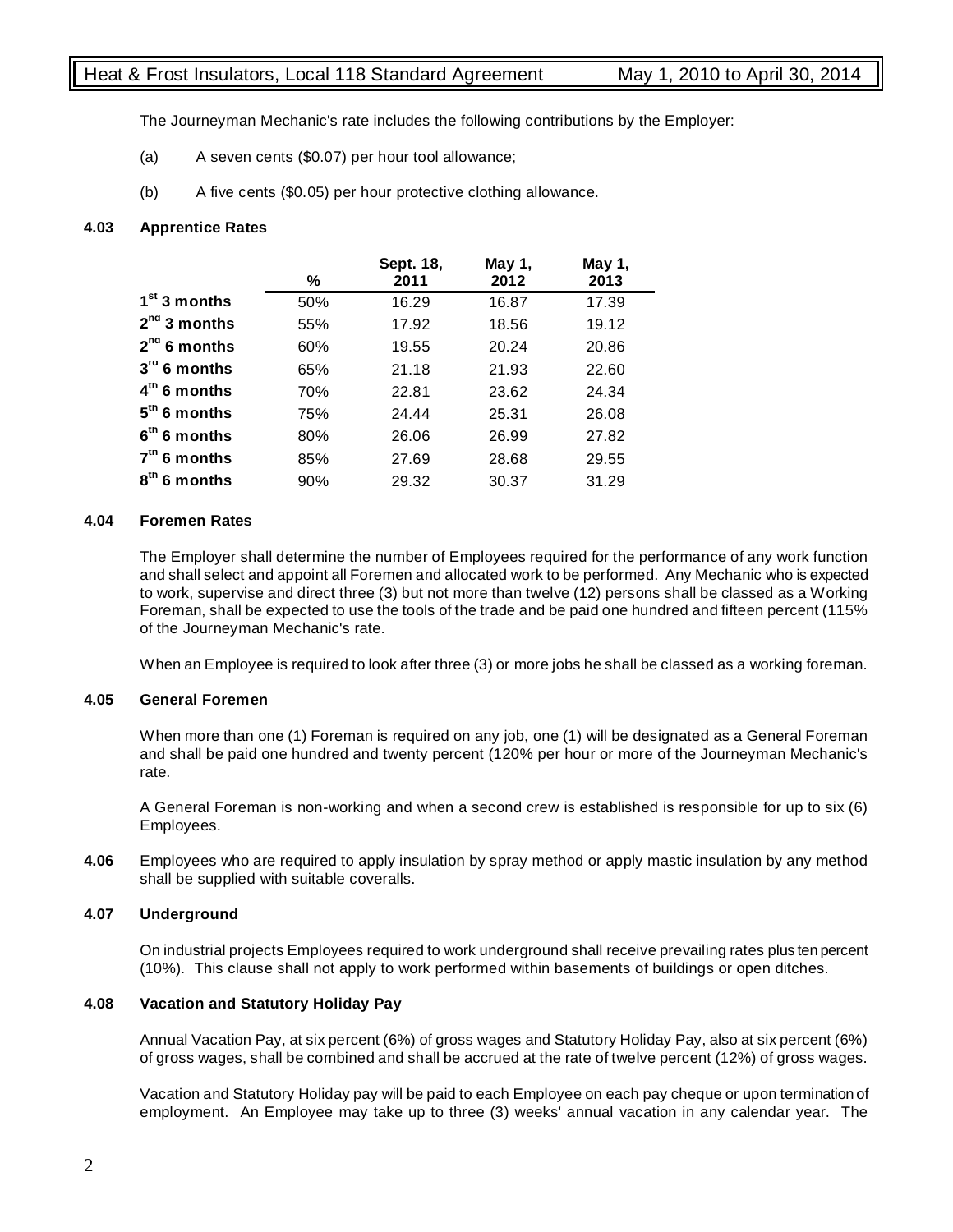The Journeyman Mechanic's rate includes the following contributions by the Employer:

(a) A seven cents ($0.07) per hour tool allowance;

(b) A five cents ($0.05) per hour protective clothing allowance.

### 4.03 Apprentice Rates

| | % | Sept. 18, 2011 | May 1, 2012 | May 1, 2013 |
|---|---|---|---|---|
| **1st 3 months** | 50% | 16.29 | 16.87 | 17.39 |
| **2nd 3 months** | 55% | 17.92 | 18.56 | 19.12 |
| **2nd 6 months** | 60% | 19.55 | 20.24 | 20.86 |
| **3rd 6 months** | 65% | 21.18 | 21.93 | 22.60 |
| **4th 6 months** | 70% | 22.81 | 23.62 | 24.34 |
| **5th 6 months** | 75% | 24.44 | 25.31 | 26.08 |
| **6th 6 months** | 80% | 26.06 | 26.99 | 27.82 |
| **7th 6 months** | 85% | 27.69 | 28.68 | 29.55 |
| **8th 6 months** | 90% | 29.32 | 30.37 | 31.29 |

### 4.04 Foremen Rates

The Employer shall determine the number of Employees required for the performance of any work function and shall select and appoint all Foremen and allocated work to be performed. Any Mechanic who is expected to work, supervise and direct three (3) but not more than twelve (12) persons shall be classed as a Working Foreman, shall be expected to use the tools of the trade and be paid one hundred and fifteen percent (115% of the Journeyman Mechanic's rate.

When an Employee is required to look after three (3) or more jobs he shall be classed as a working foreman.

### 4.05 General Foremen

When more than one (1) Foreman is required on any job, one (1) will be designated as a General Foreman and shall be paid one hundred and twenty percent (120% per hour or more of the Journeyman Mechanic's rate.

A General Foreman is non-working and when a second crew is established is responsible for up to six (6) Employees.

**4.06** Employees who are required to apply insulation by spray method or apply mastic insulation by any method shall be supplied with suitable coveralls.

### 4.07 Underground

On industrial projects Employees required to work underground shall receive prevailing rates plus ten percent (10%). This clause shall not apply to work performed within basements of buildings or open ditches.

### 4.08 Vacation and Statutory Holiday Pay

Annual Vacation Pay, at six percent (6%) of gross wages and Statutory Holiday Pay, also at six percent (6%) of gross wages, shall be combined and shall be accrued at the rate of twelve percent (12%) of gross wages.

Vacation and Statutory Holiday pay will be paid to each Employee on each pay cheque or upon termination of employment. An Employee may take up to three (3) weeks' annual vacation in any calendar year. The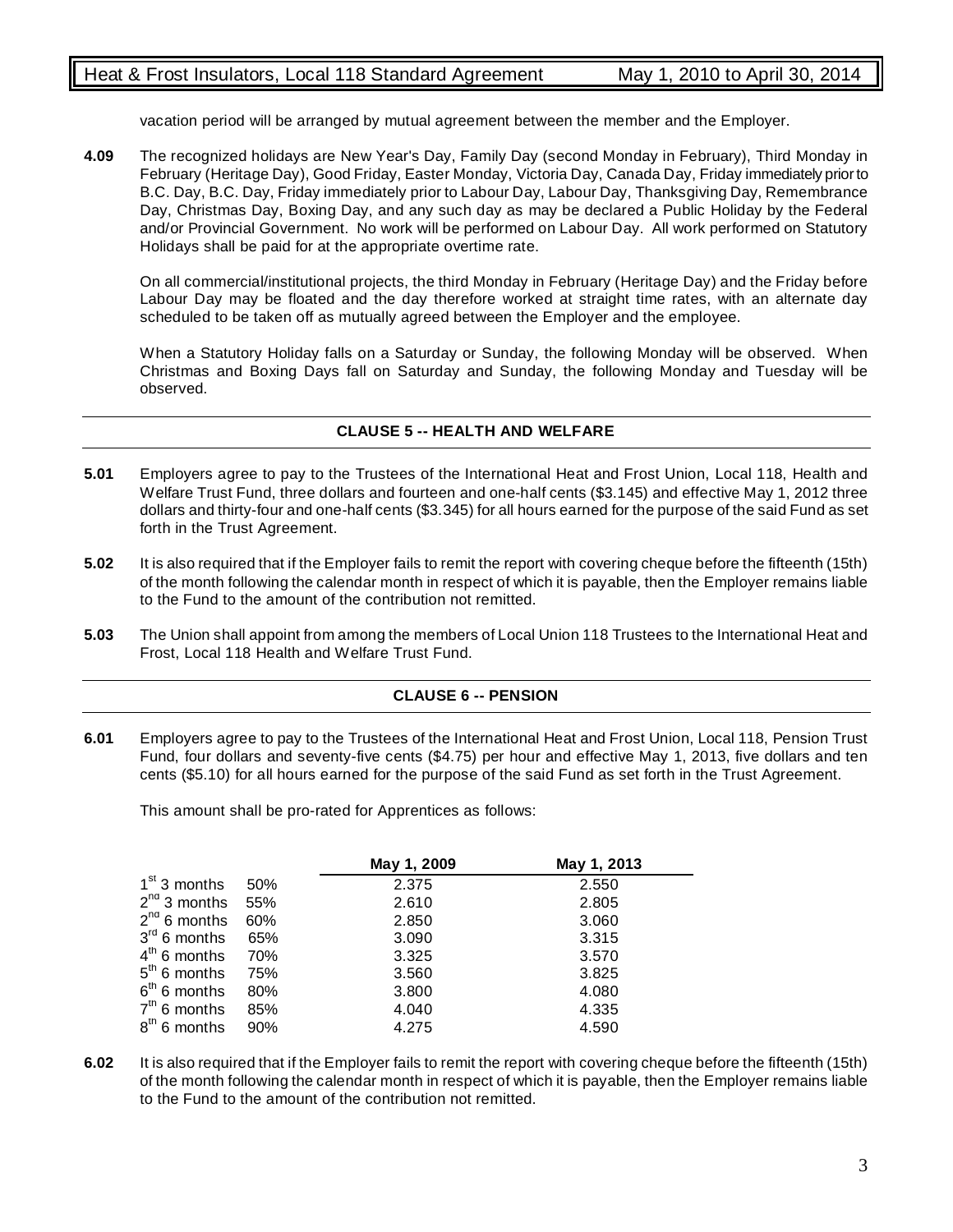vacation period will be arranged by mutual agreement between the member and the Employer.

**4.09** The recognized holidays are New Year's Day, Family Day (second Monday in February), Third Monday in February (Heritage Day), Good Friday, Easter Monday, Victoria Day, Canada Day, Friday immediately prior to B.C. Day, B.C. Day, Friday immediately prior to Labour Day, Labour Day, Thanksgiving Day, Remembrance Day, Christmas Day, Boxing Day, and any such day as may be declared a Public Holiday by the Federal and/or Provincial Government. No work will be performed on Labour Day. All work performed on Statutory Holidays shall be paid for at the appropriate overtime rate.

On all commercial/institutional projects, the third Monday in February (Heritage Day) and the Friday before Labour Day may be floated and the day therefore worked at straight time rates, with an alternate day scheduled to be taken off as mutually agreed between the Employer and the employee.

When a Statutory Holiday falls on a Saturday or Sunday, the following Monday will be observed. When Christmas and Boxing Days fall on Saturday and Sunday, the following Monday and Tuesday will be observed.

## CLAUSE 5 -- HEALTH AND WELFARE

**5.01** Employers agree to pay to the Trustees of the International Heat and Frost Union, Local 118, Health and Welfare Trust Fund, three dollars and fourteen and one-half cents ($3.145) and effective May 1, 2012 three dollars and thirty-four and one-half cents ($3.345) for all hours earned for the purpose of the said Fund as set forth in the Trust Agreement.

**5.02** It is also required that if the Employer fails to remit the report with covering cheque before the fifteenth (15th) of the month following the calendar month in respect of which it is payable, then the Employer remains liable to the Fund to the amount of the contribution not remitted.

**5.03** The Union shall appoint from among the members of Local Union 118 Trustees to the International Heat and Frost, Local 118 Health and Welfare Trust Fund.

## CLAUSE 6 -- PENSION

**6.01** Employers agree to pay to the Trustees of the International Heat and Frost Union, Local 118, Pension Trust Fund, four dollars and seventy-five cents ($4.75) per hour and effective May 1, 2013, five dollars and ten cents ($5.10) for all hours earned for the purpose of the said Fund as set forth in the Trust Agreement.

This amount shall be pro-rated for Apprentices as follows:

| | | May 1, 2009 | May 1, 2013 |
|---|---|---|---|
| 1st 3 months | 50% | 2.375 | 2.550 |
| 2nd 3 months | 55% | 2.610 | 2.805 |
| 2nd 6 months | 60% | 2.850 | 3.060 |
| 3rd 6 months | 65% | 3.090 | 3.315 |
| 4th 6 months | 70% | 3.325 | 3.570 |
| 5th 6 months | 75% | 3.560 | 3.825 |
| 6th 6 months | 80% | 3.800 | 4.080 |
| 7th 6 months | 85% | 4.040 | 4.335 |
| 8th 6 months | 90% | 4.275 | 4.590 |

**6.02** It is also required that if the Employer fails to remit the report with covering cheque before the fifteenth (15th) of the month following the calendar month in respect of which it is payable, then the Employer remains liable to the Fund to the amount of the contribution not remitted.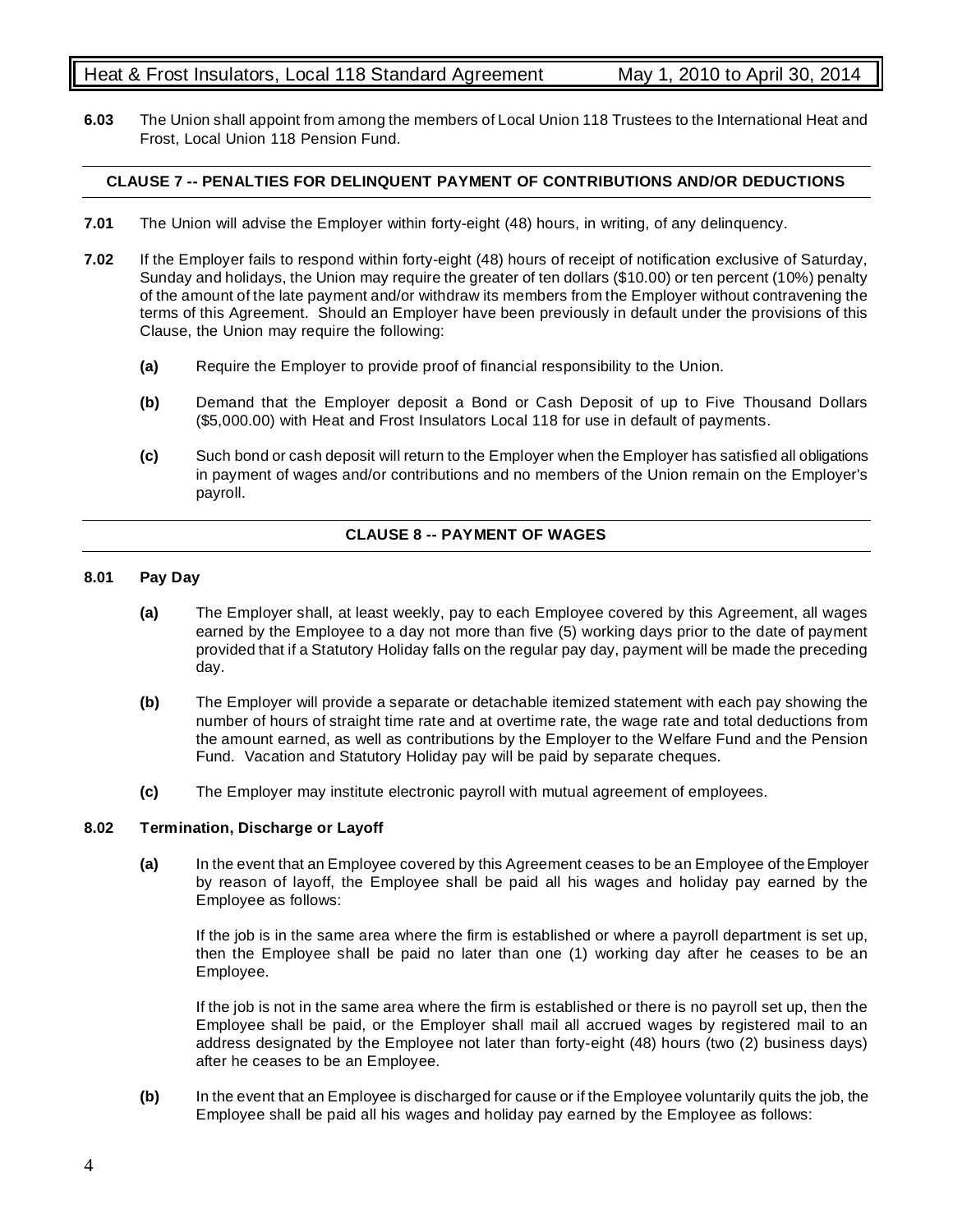**6.03** The Union shall appoint from among the members of Local Union 118 Trustees to the International Heat and Frost, Local Union 118 Pension Fund.

## CLAUSE 7 -- PENALTIES FOR DELINQUENT PAYMENT OF CONTRIBUTIONS AND/OR DEDUCTIONS

**7.01** The Union will advise the Employer within forty-eight (48) hours, in writing, of any delinquency.

**7.02** If the Employer fails to respond within forty-eight (48) hours of receipt of notification exclusive of Saturday, Sunday and holidays, the Union may require the greater of ten dollars ($10.00) or ten percent (10%) penalty of the amount of the late payment and/or withdraw its members from the Employer without contravening the terms of this Agreement. Should an Employer have been previously in default under the provisions of this Clause, the Union may require the following:

- **(a)** Require the Employer to provide proof of financial responsibility to the Union.
- **(b)** Demand that the Employer deposit a Bond or Cash Deposit of up to Five Thousand Dollars ($5,000.00) with Heat and Frost Insulators Local 118 for use in default of payments.
- **(c)** Such bond or cash deposit will return to the Employer when the Employer has satisfied all obligations in payment of wages and/or contributions and no members of the Union remain on the Employer's payroll.

## CLAUSE 8 -- PAYMENT OF WAGES

### 8.01 Pay Day

- **(a)** The Employer shall, at least weekly, pay to each Employee covered by this Agreement, all wages earned by the Employee to a day not more than five (5) working days prior to the date of payment provided that if a Statutory Holiday falls on the regular pay day, payment will be made the preceding day.
- **(b)** The Employer will provide a separate or detachable itemized statement with each pay showing the number of hours of straight time rate and at overtime rate, the wage rate and total deductions from the amount earned, as well as contributions by the Employer to the Welfare Fund and the Pension Fund. Vacation and Statutory Holiday pay will be paid by separate cheques.
- **(c)** The Employer may institute electronic payroll with mutual agreement of employees.

### 8.02 Termination, Discharge or Layoff

- **(a)** In the event that an Employee covered by this Agreement ceases to be an Employee of the Employer by reason of layoff, the Employee shall be paid all his wages and holiday pay earned by the Employee as follows:

  If the job is in the same area where the firm is established or where a payroll department is set up, then the Employee shall be paid no later than one (1) working day after he ceases to be an Employee.

  If the job is not in the same area where the firm is established or there is no payroll set up, then the Employee shall be paid, or the Employer shall mail all accrued wages by registered mail to an address designated by the Employee not later than forty-eight (48) hours (two (2) business days) after he ceases to be an Employee.

- **(b)** In the event that an Employee is discharged for cause or if the Employee voluntarily quits the job, the Employee shall be paid all his wages and holiday pay earned by the Employee as follows: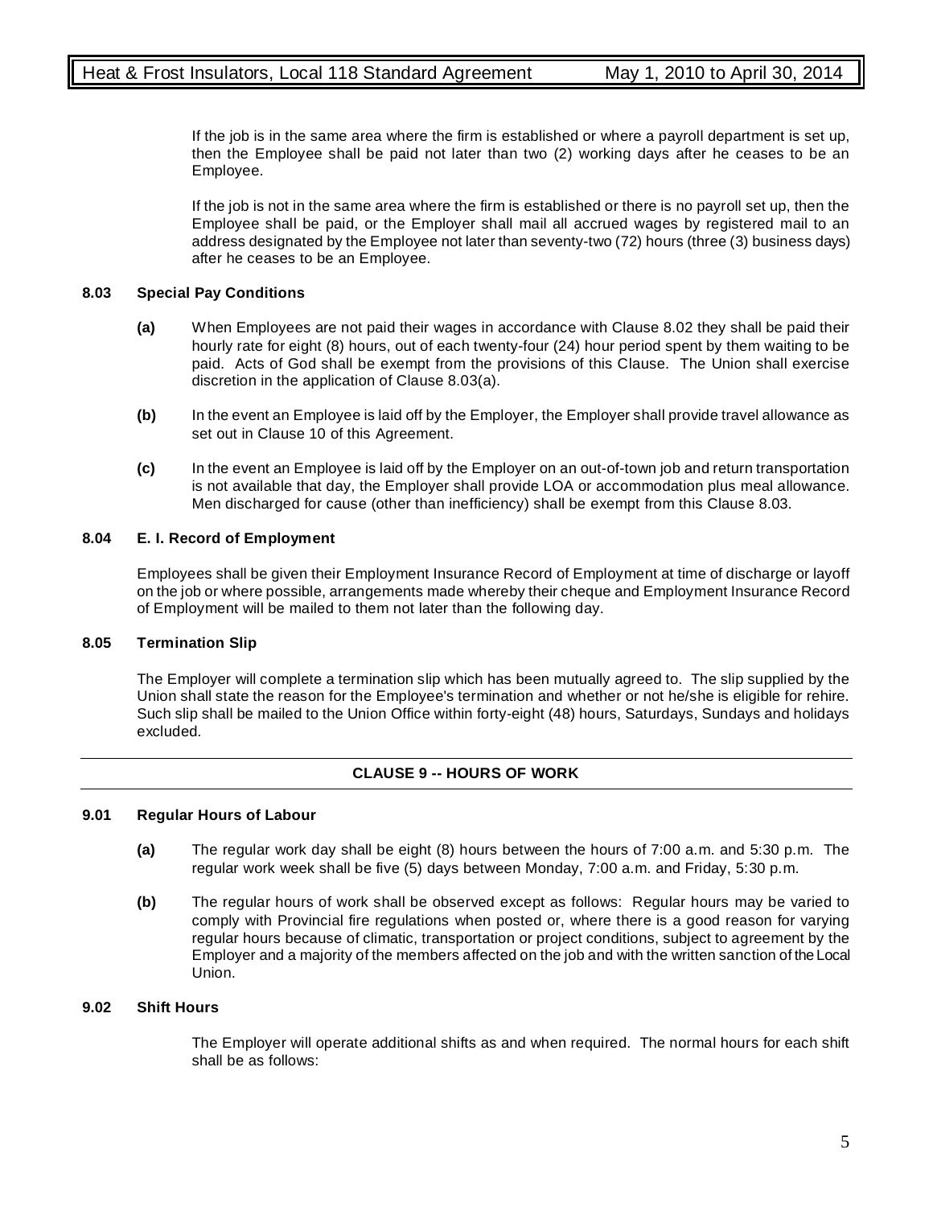If the job is in the same area where the firm is established or where a payroll department is set up, then the Employee shall be paid not later than two (2) working days after he ceases to be an Employee.

If the job is not in the same area where the firm is established or there is no payroll set up, then the Employee shall be paid, or the Employer shall mail all accrued wages by registered mail to an address designated by the Employee not later than seventy-two (72) hours (three (3) business days) after he ceases to be an Employee.

**8.03 Special Pay Conditions**

**(a)** When Employees are not paid their wages in accordance with Clause 8.02 they shall be paid their hourly rate for eight (8) hours, out of each twenty-four (24) hour period spent by them waiting to be paid. Acts of God shall be exempt from the provisions of this Clause. The Union shall exercise discretion in the application of Clause 8.03(a).

**(b)** In the event an Employee is laid off by the Employer, the Employer shall provide travel allowance as set out in Clause 10 of this Agreement.

**(c)** In the event an Employee is laid off by the Employer on an out-of-town job and return transportation is not available that day, the Employer shall provide LOA or accommodation plus meal allowance. Men discharged for cause (other than inefficiency) shall be exempt from this Clause 8.03.

**8.04 E. I. Record of Employment**

Employees shall be given their Employment Insurance Record of Employment at time of discharge or layoff on the job or where possible, arrangements made whereby their cheque and Employment Insurance Record of Employment will be mailed to them not later than the following day.

**8.05 Termination Slip**

The Employer will complete a termination slip which has been mutually agreed to. The slip supplied by the Union shall state the reason for the Employee's termination and whether or not he/she is eligible for rehire. Such slip shall be mailed to the Union Office within forty-eight (48) hours, Saturdays, Sundays and holidays excluded.

## CLAUSE 9 -- HOURS OF WORK

**9.01 Regular Hours of Labour**

**(a)** The regular work day shall be eight (8) hours between the hours of 7:00 a.m. and 5:30 p.m. The regular work week shall be five (5) days between Monday, 7:00 a.m. and Friday, 5:30 p.m.

**(b)** The regular hours of work shall be observed except as follows: Regular hours may be varied to comply with Provincial fire regulations when posted or, where there is a good reason for varying regular hours because of climatic, transportation or project conditions, subject to agreement by the Employer and a majority of the members affected on the job and with the written sanction of the Local Union.

**9.02 Shift Hours**

The Employer will operate additional shifts as and when required. The normal hours for each shift shall be as follows: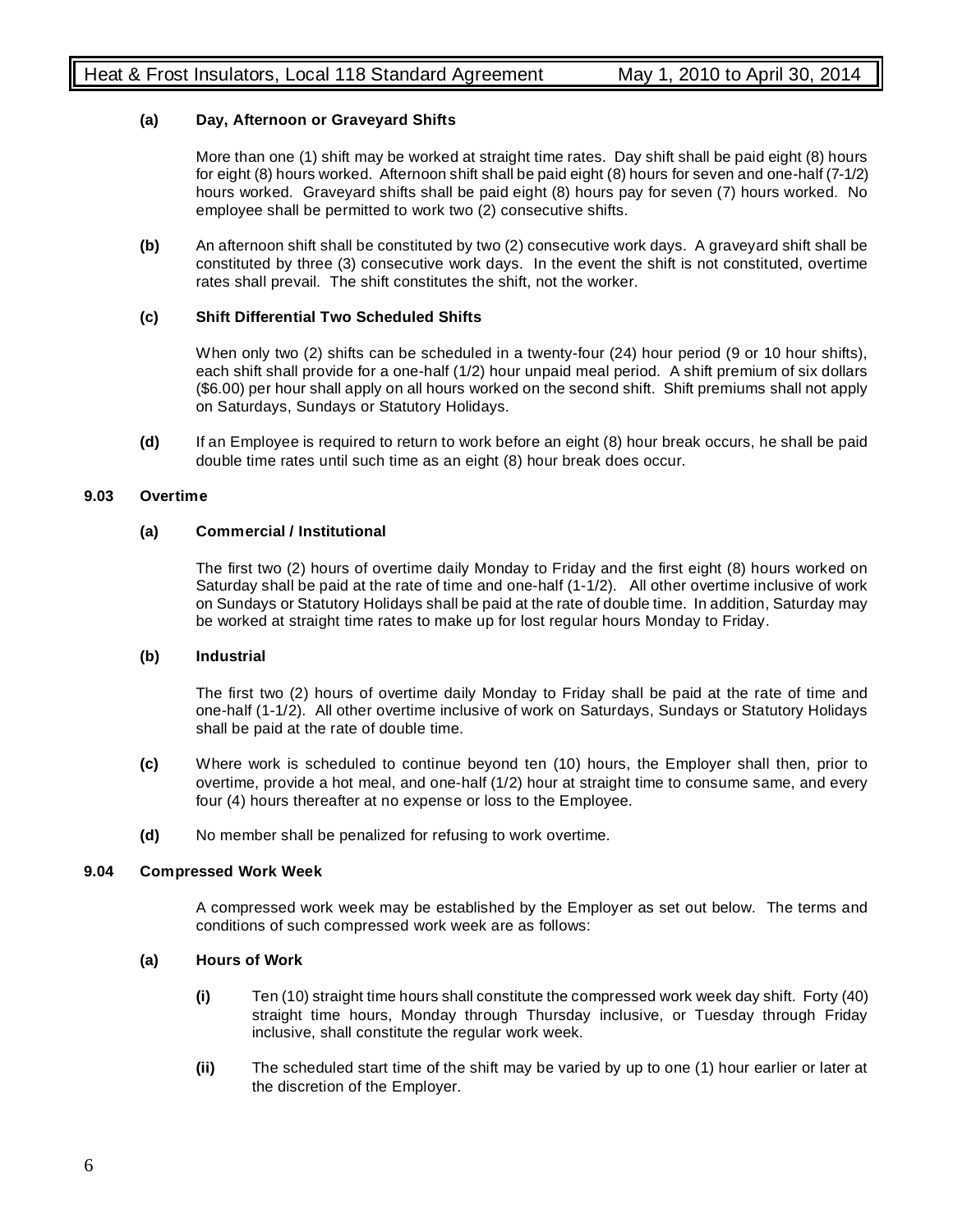**(a) Day, Afternoon or Graveyard Shifts**

More than one (1) shift may be worked at straight time rates. Day shift shall be paid eight (8) hours for eight (8) hours worked. Afternoon shift shall be paid eight (8) hours for seven and one-half (7-1/2) hours worked. Graveyard shifts shall be paid eight (8) hours pay for seven (7) hours worked. No employee shall be permitted to work two (2) consecutive shifts.

**(b)** An afternoon shift shall be constituted by two (2) consecutive work days. A graveyard shift shall be constituted by three (3) consecutive work days. In the event the shift is not constituted, overtime rates shall prevail. The shift constitutes the shift, not the worker.

**(c) Shift Differential Two Scheduled Shifts**

When only two (2) shifts can be scheduled in a twenty-four (24) hour period (9 or 10 hour shifts), each shift shall provide for a one-half (1/2) hour unpaid meal period. A shift premium of six dollars ($6.00) per hour shall apply on all hours worked on the second shift. Shift premiums shall not apply on Saturdays, Sundays or Statutory Holidays.

**(d)** If an Employee is required to return to work before an eight (8) hour break occurs, he shall be paid double time rates until such time as an eight (8) hour break does occur.

### 9.03 Overtime

**(a) Commercial / Institutional**

The first two (2) hours of overtime daily Monday to Friday and the first eight (8) hours worked on Saturday shall be paid at the rate of time and one-half (1-1/2). All other overtime inclusive of work on Sundays or Statutory Holidays shall be paid at the rate of double time. In addition, Saturday may be worked at straight time rates to make up for lost regular hours Monday to Friday.

**(b) Industrial**

The first two (2) hours of overtime daily Monday to Friday shall be paid at the rate of time and one-half (1-1/2). All other overtime inclusive of work on Saturdays, Sundays or Statutory Holidays shall be paid at the rate of double time.

**(c)** Where work is scheduled to continue beyond ten (10) hours, the Employer shall then, prior to overtime, provide a hot meal, and one-half (1/2) hour at straight time to consume same, and every four (4) hours thereafter at no expense or loss to the Employee.

**(d)** No member shall be penalized for refusing to work overtime.

### 9.04 Compressed Work Week

A compressed work week may be established by the Employer as set out below. The terms and conditions of such compressed work week are as follows:

**(a) Hours of Work**

**(i)** Ten (10) straight time hours shall constitute the compressed work week day shift. Forty (40) straight time hours, Monday through Thursday inclusive, or Tuesday through Friday inclusive, shall constitute the regular work week.

**(ii)** The scheduled start time of the shift may be varied by up to one (1) hour earlier or later at the discretion of the Employer.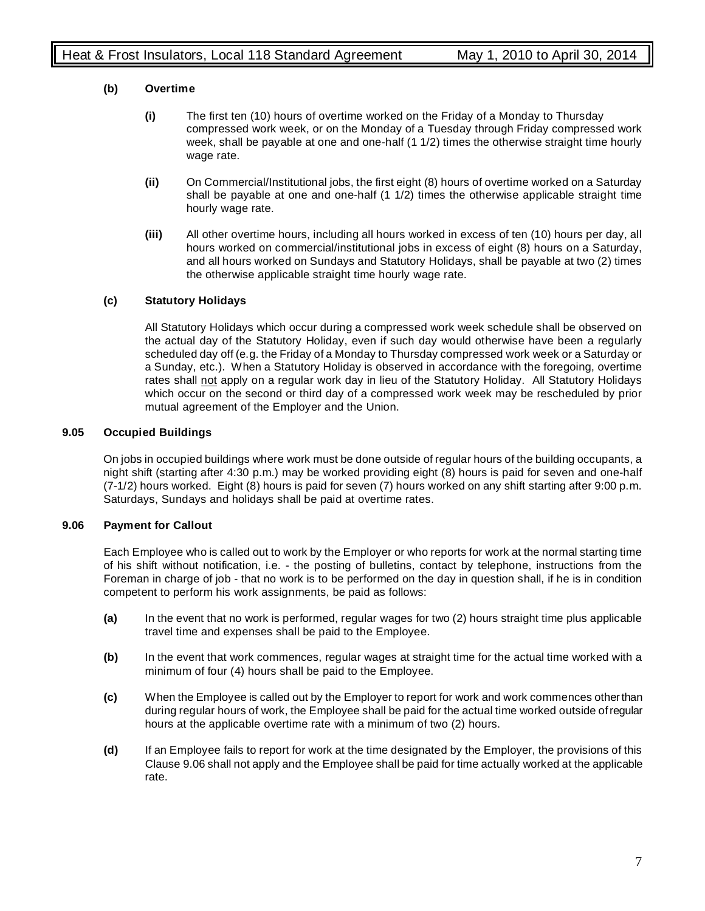**(b) Overtime**

- **(i)** The first ten (10) hours of overtime worked on the Friday of a Monday to Thursday compressed work week, or on the Monday of a Tuesday through Friday compressed work week, shall be payable at one and one-half (1 1/2) times the otherwise straight time hourly wage rate.

- **(ii)** On Commercial/Institutional jobs, the first eight (8) hours of overtime worked on a Saturday shall be payable at one and one-half (1 1/2) times the otherwise applicable straight time hourly wage rate.

- **(iii)** All other overtime hours, including all hours worked in excess of ten (10) hours per day, all hours worked on commercial/institutional jobs in excess of eight (8) hours on a Saturday, and all hours worked on Sundays and Statutory Holidays, shall be payable at two (2) times the otherwise applicable straight time hourly wage rate.

**(c) Statutory Holidays**

All Statutory Holidays which occur during a compressed work week schedule shall be observed on the actual day of the Statutory Holiday, even if such day would otherwise have been a regularly scheduled day off (e.g. the Friday of a Monday to Thursday compressed work week or a Saturday or a Sunday, etc.). When a Statutory Holiday is observed in accordance with the foregoing, overtime rates shall not apply on a regular work day in lieu of the Statutory Holiday. All Statutory Holidays which occur on the second or third day of a compressed work week may be rescheduled by prior mutual agreement of the Employer and the Union.

### 9.05 Occupied Buildings

On jobs in occupied buildings where work must be done outside of regular hours of the building occupants, a night shift (starting after 4:30 p.m.) may be worked providing eight (8) hours is paid for seven and one-half (7-1/2) hours worked. Eight (8) hours is paid for seven (7) hours worked on any shift starting after 9:00 p.m. Saturdays, Sundays and holidays shall be paid at overtime rates.

### 9.06 Payment for Callout

Each Employee who is called out to work by the Employer or who reports for work at the normal starting time of his shift without notification, i.e. - the posting of bulletins, contact by telephone, instructions from the Foreman in charge of job - that no work is to be performed on the day in question shall, if he is in condition competent to perform his work assignments, be paid as follows:

- **(a)** In the event that no work is performed, regular wages for two (2) hours straight time plus applicable travel time and expenses shall be paid to the Employee.

- **(b)** In the event that work commences, regular wages at straight time for the actual time worked with a minimum of four (4) hours shall be paid to the Employee.

- **(c)** When the Employee is called out by the Employer to report for work and work commences other than during regular hours of work, the Employee shall be paid for the actual time worked outside of regular hours at the applicable overtime rate with a minimum of two (2) hours.

- **(d)** If an Employee fails to report for work at the time designated by the Employer, the provisions of this Clause 9.06 shall not apply and the Employee shall be paid for time actually worked at the applicable rate.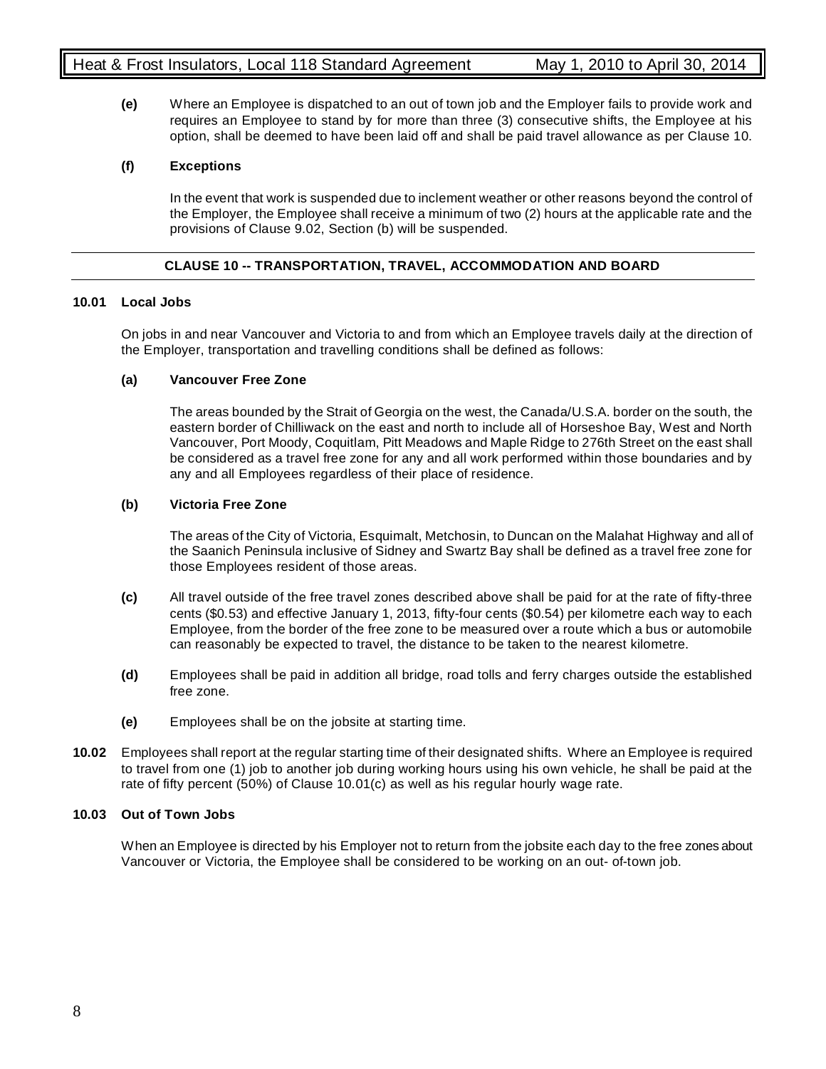**(e)** Where an Employee is dispatched to an out of town job and the Employer fails to provide work and requires an Employee to stand by for more than three (3) consecutive shifts, the Employee at his option, shall be deemed to have been laid off and shall be paid travel allowance as per Clause 10.

**(f) Exceptions**

In the event that work is suspended due to inclement weather or other reasons beyond the control of the Employer, the Employee shall receive a minimum of two (2) hours at the applicable rate and the provisions of Clause 9.02, Section (b) will be suspended.

## CLAUSE 10 -- TRANSPORTATION, TRAVEL, ACCOMMODATION AND BOARD

### 10.01 Local Jobs

On jobs in and near Vancouver and Victoria to and from which an Employee travels daily at the direction of the Employer, transportation and travelling conditions shall be defined as follows:

**(a) Vancouver Free Zone**

The areas bounded by the Strait of Georgia on the west, the Canada/U.S.A. border on the south, the eastern border of Chilliwack on the east and north to include all of Horseshoe Bay, West and North Vancouver, Port Moody, Coquitlam, Pitt Meadows and Maple Ridge to 276th Street on the east shall be considered as a travel free zone for any and all work performed within those boundaries and by any and all Employees regardless of their place of residence.

**(b) Victoria Free Zone**

The areas of the City of Victoria, Esquimalt, Metchosin, to Duncan on the Malahat Highway and all of the Saanich Peninsula inclusive of Sidney and Swartz Bay shall be defined as a travel free zone for those Employees resident of those areas.

**(c)** All travel outside of the free travel zones described above shall be paid for at the rate of fifty-three cents ($0.53) and effective January 1, 2013, fifty-four cents ($0.54) per kilometre each way to each Employee, from the border of the free zone to be measured over a route which a bus or automobile can reasonably be expected to travel, the distance to be taken to the nearest kilometre.

**(d)** Employees shall be paid in addition all bridge, road tolls and ferry charges outside the established free zone.

**(e)** Employees shall be on the jobsite at starting time.

**10.02** Employees shall report at the regular starting time of their designated shifts. Where an Employee is required to travel from one (1) job to another job during working hours using his own vehicle, he shall be paid at the rate of fifty percent (50%) of Clause 10.01(c) as well as his regular hourly wage rate.

### 10.03 Out of Town Jobs

When an Employee is directed by his Employer not to return from the jobsite each day to the free zones about Vancouver or Victoria, the Employee shall be considered to be working on an out- of-town job.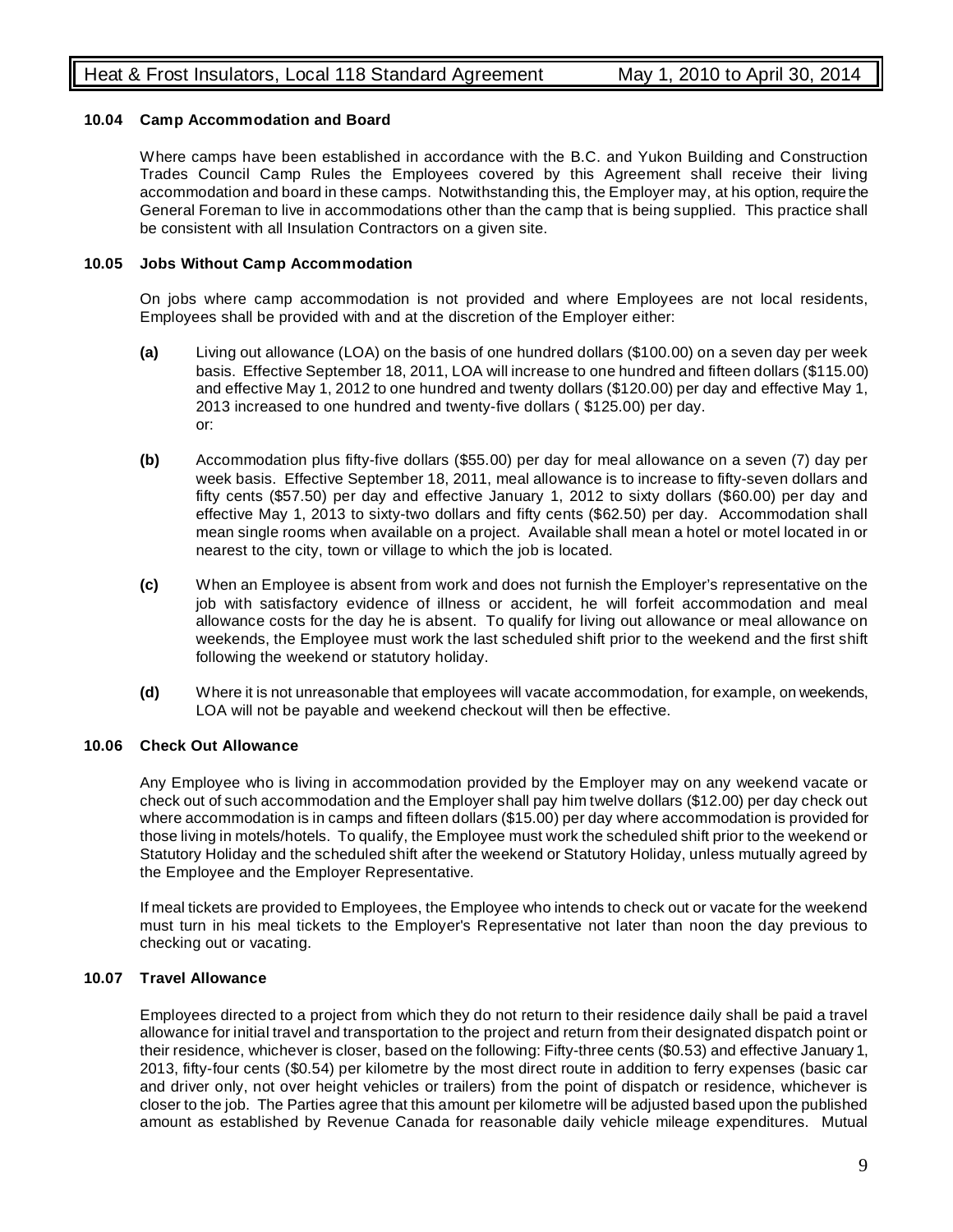#### 10.04 Camp Accommodation and Board

Where camps have been established in accordance with the B.C. and Yukon Building and Construction Trades Council Camp Rules the Employees covered by this Agreement shall receive their living accommodation and board in these camps. Notwithstanding this, the Employer may, at his option, require the General Foreman to live in accommodations other than the camp that is being supplied. This practice shall be consistent with all Insulation Contractors on a given site.

#### 10.05 Jobs Without Camp Accommodation

On jobs where camp accommodation is not provided and where Employees are not local residents, Employees shall be provided with and at the discretion of the Employer either:

**(a)** Living out allowance (LOA) on the basis of one hundred dollars ($100.00) on a seven day per week basis. Effective September 18, 2011, LOA will increase to one hundred and fifteen dollars ($115.00) and effective May 1, 2012 to one hundred and twenty dollars ($120.00) per day and effective May 1, 2013 increased to one hundred and twenty-five dollars ( $125.00) per day.
or:

**(b)** Accommodation plus fifty-five dollars ($55.00) per day for meal allowance on a seven (7) day per week basis. Effective September 18, 2011, meal allowance is to increase to fifty-seven dollars and fifty cents ($57.50) per day and effective January 1, 2012 to sixty dollars ($60.00) per day and effective May 1, 2013 to sixty-two dollars and fifty cents ($62.50) per day. Accommodation shall mean single rooms when available on a project. Available shall mean a hotel or motel located in or nearest to the city, town or village to which the job is located.

**(c)** When an Employee is absent from work and does not furnish the Employer's representative on the job with satisfactory evidence of illness or accident, he will forfeit accommodation and meal allowance costs for the day he is absent. To qualify for living out allowance or meal allowance on weekends, the Employee must work the last scheduled shift prior to the weekend and the first shift following the weekend or statutory holiday.

**(d)** Where it is not unreasonable that employees will vacate accommodation, for example, on weekends, LOA will not be payable and weekend checkout will then be effective.

#### 10.06 Check Out Allowance

Any Employee who is living in accommodation provided by the Employer may on any weekend vacate or check out of such accommodation and the Employer shall pay him twelve dollars ($12.00) per day check out where accommodation is in camps and fifteen dollars ($15.00) per day where accommodation is provided for those living in motels/hotels. To qualify, the Employee must work the scheduled shift prior to the weekend or Statutory Holiday and the scheduled shift after the weekend or Statutory Holiday, unless mutually agreed by the Employee and the Employer Representative.

If meal tickets are provided to Employees, the Employee who intends to check out or vacate for the weekend must turn in his meal tickets to the Employer's Representative not later than noon the day previous to checking out or vacating.

#### 10.07 Travel Allowance

Employees directed to a project from which they do not return to their residence daily shall be paid a travel allowance for initial travel and transportation to the project and return from their designated dispatch point or their residence, whichever is closer, based on the following: Fifty-three cents ($0.53) and effective January 1, 2013, fifty-four cents ($0.54) per kilometre by the most direct route in addition to ferry expenses (basic car and driver only, not over height vehicles or trailers) from the point of dispatch or residence, whichever is closer to the job. The Parties agree that this amount per kilometre will be adjusted based upon the published amount as established by Revenue Canada for reasonable daily vehicle mileage expenditures. Mutual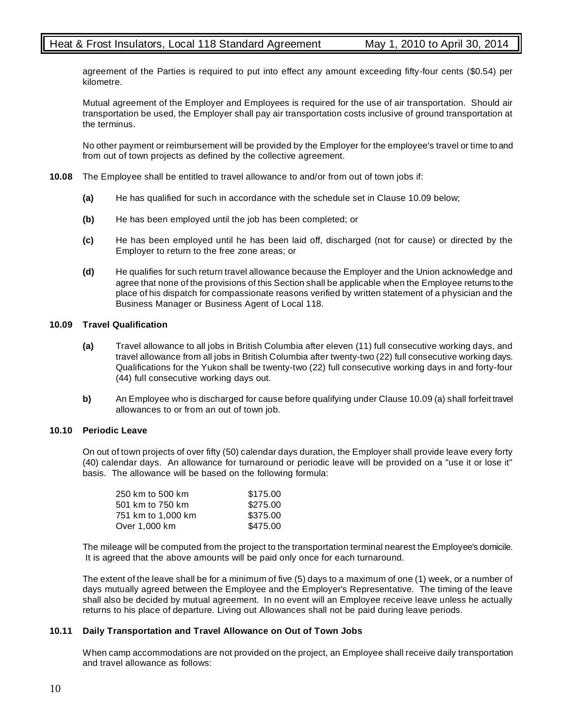agreement of the Parties is required to put into effect any amount exceeding fifty-four cents ($0.54) per kilometre.

Mutual agreement of the Employer and Employees is required for the use of air transportation. Should air transportation be used, the Employer shall pay air transportation costs inclusive of ground transportation at the terminus.

No other payment or reimbursement will be provided by the Employer for the employee's travel or time to and from out of town projects as defined by the collective agreement.

**10.08** The Employee shall be entitled to travel allowance to and/or from out of town jobs if:

**(a)** He has qualified for such in accordance with the schedule set in Clause 10.09 below;

**(b)** He has been employed until the job has been completed; or

**(c)** He has been employed until he has been laid off, discharged (not for cause) or directed by the Employer to return to the free zone areas; or

**(d)** He qualifies for such return travel allowance because the Employer and the Union acknowledge and agree that none of the provisions of this Section shall be applicable when the Employee returns to the place of his dispatch for compassionate reasons verified by written statement of a physician and the Business Manager or Business Agent of Local 118.

## 10.09 Travel Qualification

**(a)** Travel allowance to all jobs in British Columbia after eleven (11) full consecutive working days, and travel allowance from all jobs in British Columbia after twenty-two (22) full consecutive working days. Qualifications for the Yukon shall be twenty-two (22) full consecutive working days in and forty-four (44) full consecutive working days out.

**b)** An Employee who is discharged for cause before qualifying under Clause 10.09 (a) shall forfeit travel allowances to or from an out of town job.

## 10.10 Periodic Leave

On out of town projects of over fifty (50) calendar days duration, the Employer shall provide leave every forty (40) calendar days. An allowance for turnaround or periodic leave will be provided on a "use it or lose it" basis. The allowance will be based on the following formula:

| | |
|---|---|
| 250 km to 500 km | $175.00 |
| 501 km to 750 km | $275.00 |
| 751 km to 1,000 km | $375.00 |
| Over 1,000 km | $475.00 |

The mileage will be computed from the project to the transportation terminal nearest the Employee's domicile. It is agreed that the above amounts will be paid only once for each turnaround.

The extent of the leave shall be for a minimum of five (5) days to a maximum of one (1) week, or a number of days mutually agreed between the Employee and the Employer's Representative. The timing of the leave shall also be decided by mutual agreement. In no event will an Employee receive leave unless he actually returns to his place of departure. Living out Allowances shall not be paid during leave periods.

## 10.11 Daily Transportation and Travel Allowance on Out of Town Jobs

When camp accommodations are not provided on the project, an Employee shall receive daily transportation and travel allowance as follows: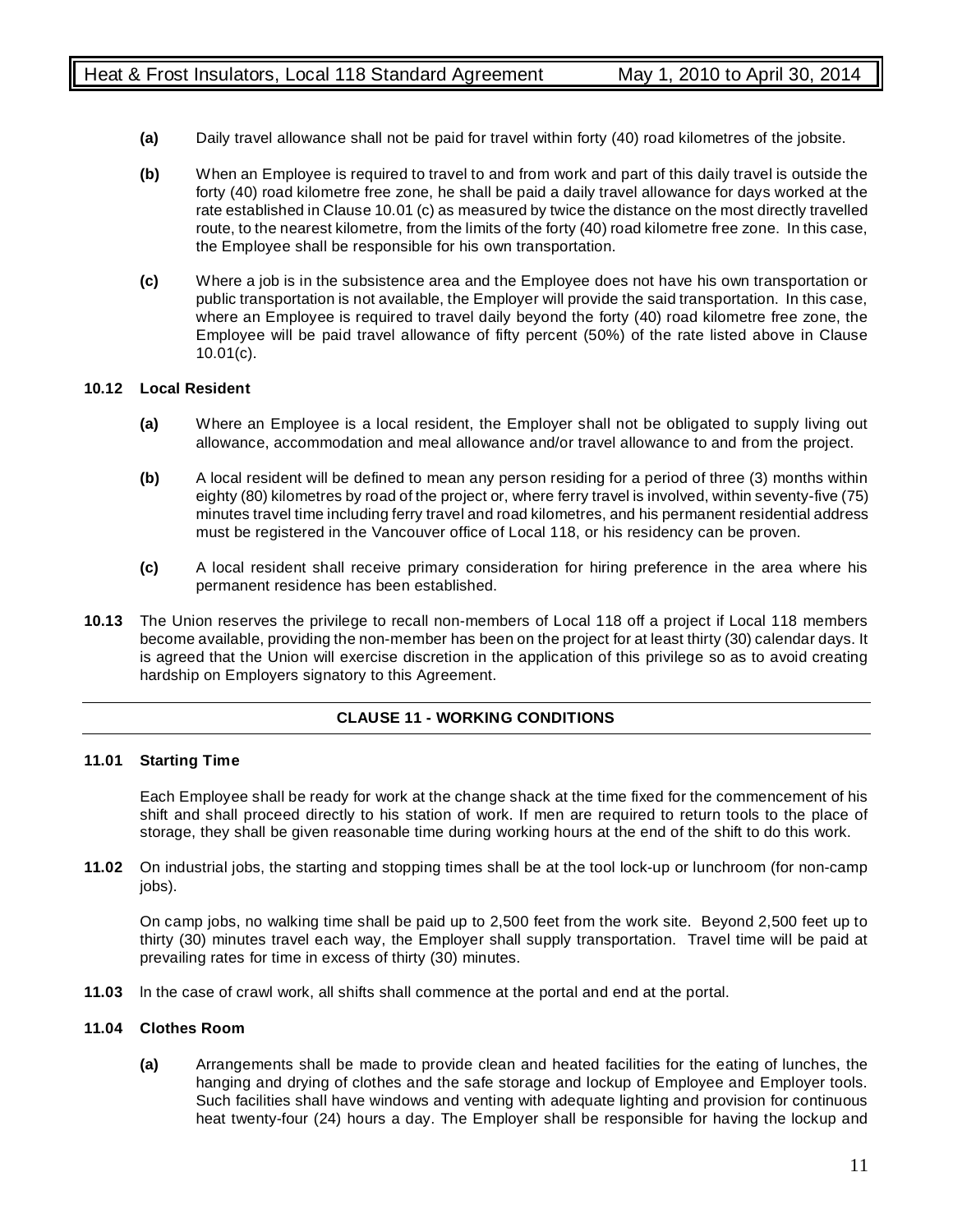**(a)** Daily travel allowance shall not be paid for travel within forty (40) road kilometres of the jobsite.

**(b)** When an Employee is required to travel to and from work and part of this daily travel is outside the forty (40) road kilometre free zone, he shall be paid a daily travel allowance for days worked at the rate established in Clause 10.01 (c) as measured by twice the distance on the most directly travelled route, to the nearest kilometre, from the limits of the forty (40) road kilometre free zone. In this case, the Employee shall be responsible for his own transportation.

**(c)** Where a job is in the subsistence area and the Employee does not have his own transportation or public transportation is not available, the Employer will provide the said transportation. In this case, where an Employee is required to travel daily beyond the forty (40) road kilometre free zone, the Employee will be paid travel allowance of fifty percent (50%) of the rate listed above in Clause 10.01(c).

**10.12 Local Resident**

**(a)** Where an Employee is a local resident, the Employer shall not be obligated to supply living out allowance, accommodation and meal allowance and/or travel allowance to and from the project.

**(b)** A local resident will be defined to mean any person residing for a period of three (3) months within eighty (80) kilometres by road of the project or, where ferry travel is involved, within seventy-five (75) minutes travel time including ferry travel and road kilometres, and his permanent residential address must be registered in the Vancouver office of Local 118, or his residency can be proven.

**(c)** A local resident shall receive primary consideration for hiring preference in the area where his permanent residence has been established.

**10.13** The Union reserves the privilege to recall non-members of Local 118 off a project if Local 118 members become available, providing the non-member has been on the project for at least thirty (30) calendar days. It is agreed that the Union will exercise discretion in the application of this privilege so as to avoid creating hardship on Employers signatory to this Agreement.

## CLAUSE 11 - WORKING CONDITIONS

**11.01 Starting Time**

Each Employee shall be ready for work at the change shack at the time fixed for the commencement of his shift and shall proceed directly to his station of work. If men are required to return tools to the place of storage, they shall be given reasonable time during working hours at the end of the shift to do this work.

**11.02** On industrial jobs, the starting and stopping times shall be at the tool lock-up or lunchroom (for non-camp jobs).

On camp jobs, no walking time shall be paid up to 2,500 feet from the work site. Beyond 2,500 feet up to thirty (30) minutes travel each way, the Employer shall supply transportation. Travel time will be paid at prevailing rates for time in excess of thirty (30) minutes.

**11.03** In the case of crawl work, all shifts shall commence at the portal and end at the portal.

**11.04 Clothes Room**

**(a)** Arrangements shall be made to provide clean and heated facilities for the eating of lunches, the hanging and drying of clothes and the safe storage and lockup of Employee and Employer tools. Such facilities shall have windows and venting with adequate lighting and provision for continuous heat twenty-four (24) hours a day. The Employer shall be responsible for having the lockup and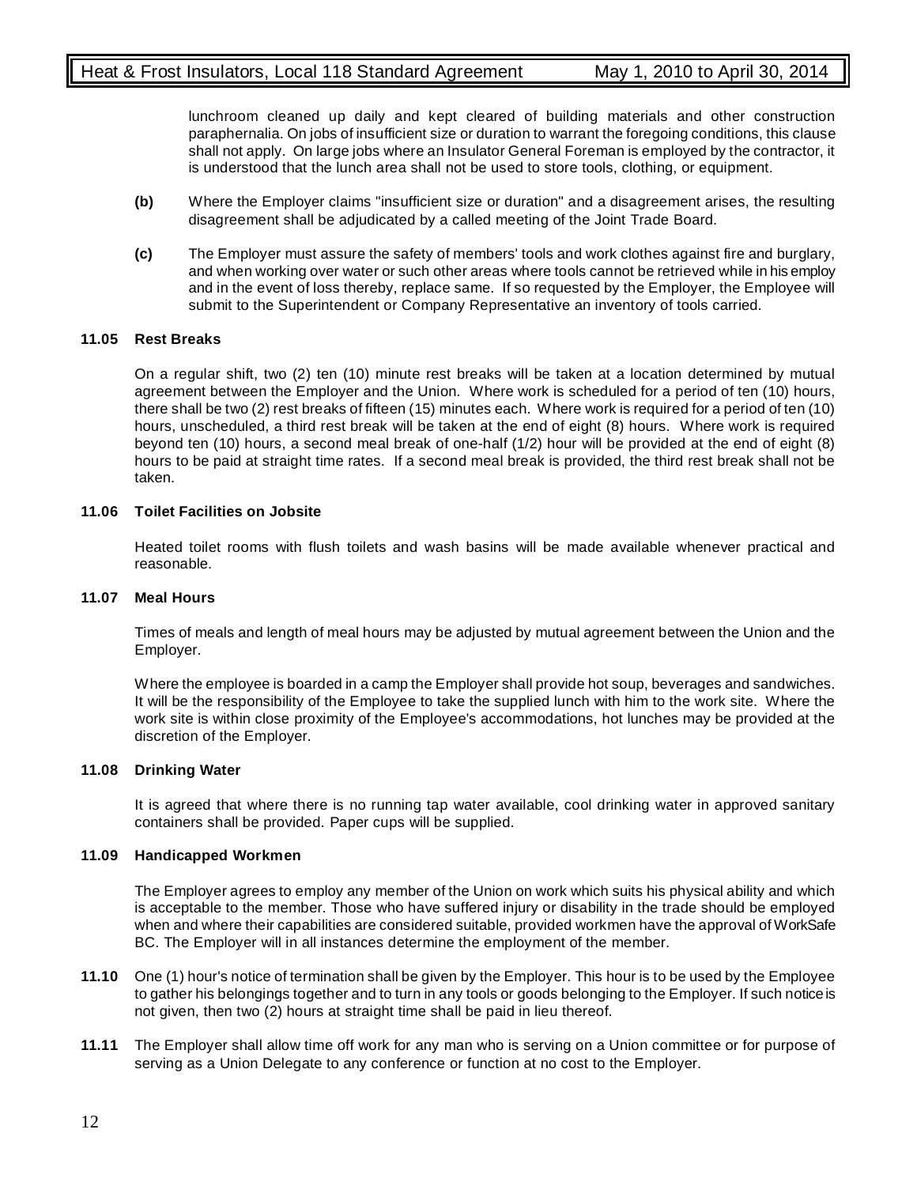lunchroom cleaned up daily and kept cleared of building materials and other construction paraphernalia. On jobs of insufficient size or duration to warrant the foregoing conditions, this clause shall not apply. On large jobs where an Insulator General Foreman is employed by the contractor, it is understood that the lunch area shall not be used to store tools, clothing, or equipment.

**(b)** Where the Employer claims "insufficient size or duration" and a disagreement arises, the resulting disagreement shall be adjudicated by a called meeting of the Joint Trade Board.

**(c)** The Employer must assure the safety of members' tools and work clothes against fire and burglary, and when working over water or such other areas where tools cannot be retrieved while in his employ and in the event of loss thereby, replace same. If so requested by the Employer, the Employee will submit to the Superintendent or Company Representative an inventory of tools carried.

**11.05 Rest Breaks**

On a regular shift, two (2) ten (10) minute rest breaks will be taken at a location determined by mutual agreement between the Employer and the Union. Where work is scheduled for a period of ten (10) hours, there shall be two (2) rest breaks of fifteen (15) minutes each. Where work is required for a period of ten (10) hours, unscheduled, a third rest break will be taken at the end of eight (8) hours. Where work is required beyond ten (10) hours, a second meal break of one-half (1/2) hour will be provided at the end of eight (8) hours to be paid at straight time rates. If a second meal break is provided, the third rest break shall not be taken.

**11.06 Toilet Facilities on Jobsite**

Heated toilet rooms with flush toilets and wash basins will be made available whenever practical and reasonable.

**11.07 Meal Hours**

Times of meals and length of meal hours may be adjusted by mutual agreement between the Union and the Employer.

Where the employee is boarded in a camp the Employer shall provide hot soup, beverages and sandwiches. It will be the responsibility of the Employee to take the supplied lunch with him to the work site. Where the work site is within close proximity of the Employee's accommodations, hot lunches may be provided at the discretion of the Employer.

**11.08 Drinking Water**

It is agreed that where there is no running tap water available, cool drinking water in approved sanitary containers shall be provided. Paper cups will be supplied.

**11.09 Handicapped Workmen**

The Employer agrees to employ any member of the Union on work which suits his physical ability and which is acceptable to the member. Those who have suffered injury or disability in the trade should be employed when and where their capabilities are considered suitable, provided workmen have the approval of WorkSafe BC. The Employer will in all instances determine the employment of the member.

**11.10** One (1) hour's notice of termination shall be given by the Employer. This hour is to be used by the Employee to gather his belongings together and to turn in any tools or goods belonging to the Employer. If such notice is not given, then two (2) hours at straight time shall be paid in lieu thereof.

**11.11** The Employer shall allow time off work for any man who is serving on a Union committee or for purpose of serving as a Union Delegate to any conference or function at no cost to the Employer.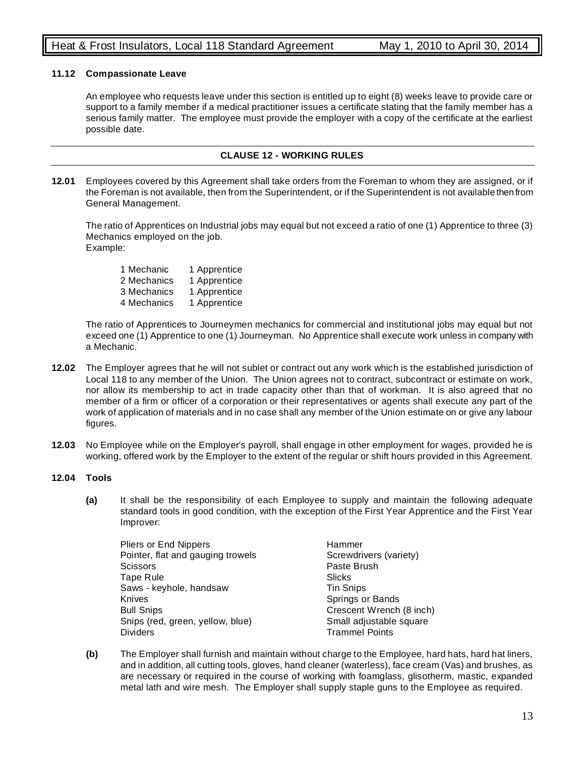**11.12 Compassionate Leave**

An employee who requests leave under this section is entitled up to eight (8) weeks leave to provide care or support to a family member if a medical practitioner issues a certificate stating that the family member has a serious family matter. The employee must provide the employer with a copy of the certificate at the earliest possible date.

## CLAUSE 12 - WORKING RULES

**12.01** Employees covered by this Agreement shall take orders from the Foreman to whom they are assigned, or if the Foreman is not available, then from the Superintendent, or if the Superintendent is not available then from General Management.

The ratio of Apprentices on Industrial jobs may equal but not exceed a ratio of one (1) Apprentice to three (3) Mechanics employed on the job.
Example:

| | |
|---|---|
| 1 Mechanic | 1 Apprentice |
| 2 Mechanics | 1 Apprentice |
| 3 Mechanics | 1 Apprentice |
| 4 Mechanics | 1 Apprentice |

The ratio of Apprentices to Journeymen mechanics for commercial and institutional jobs may equal but not exceed one (1) Apprentice to one (1) Journeyman. No Apprentice shall execute work unless in company with a Mechanic.

**12.02** The Employer agrees that he will not sublet or contract out any work which is the established jurisdiction of Local 118 to any member of the Union. The Union agrees not to contract, subcontract or estimate on work, nor allow its membership to act in trade capacity other than that of workman. It is also agreed that no member of a firm or officer of a corporation or their representatives or agents shall execute any part of the work of application of materials and in no case shall any member of the Union estimate on or give any labour figures.

**12.03** No Employee while on the Employer's payroll, shall engage in other employment for wages, provided he is working, offered work by the Employer to the extent of the regular or shift hours provided in this Agreement.

**12.04 Tools**

**(a)** It shall be the responsibility of each Employee to supply and maintain the following adequate standard tools in good condition, with the exception of the First Year Apprentice and the First Year Improver:

| | |
|---|---|
| Pliers or End Nippers | Hammer |
| Pointer, flat and gauging trowels | Screwdrivers (variety) |
| Scissors | Paste Brush |
| Tape Rule | Slicks |
| Saws - keyhole, handsaw | Tin Snips |
| Knives | Springs or Bands |
| Bull Snips | Crescent Wrench (8 inch) |
| Snips (red, green, yellow, blue) | Small adjustable square |
| Dividers | Trammel Points |

**(b)** The Employer shall furnish and maintain without charge to the Employee, hard hats, hard hat liners, and in addition, all cutting tools, gloves, hand cleaner (waterless), face cream (Vas) and brushes, as are necessary or required in the course of working with foamglass, glisotherm, mastic, expanded metal lath and wire mesh. The Employer shall supply staple guns to the Employee as required.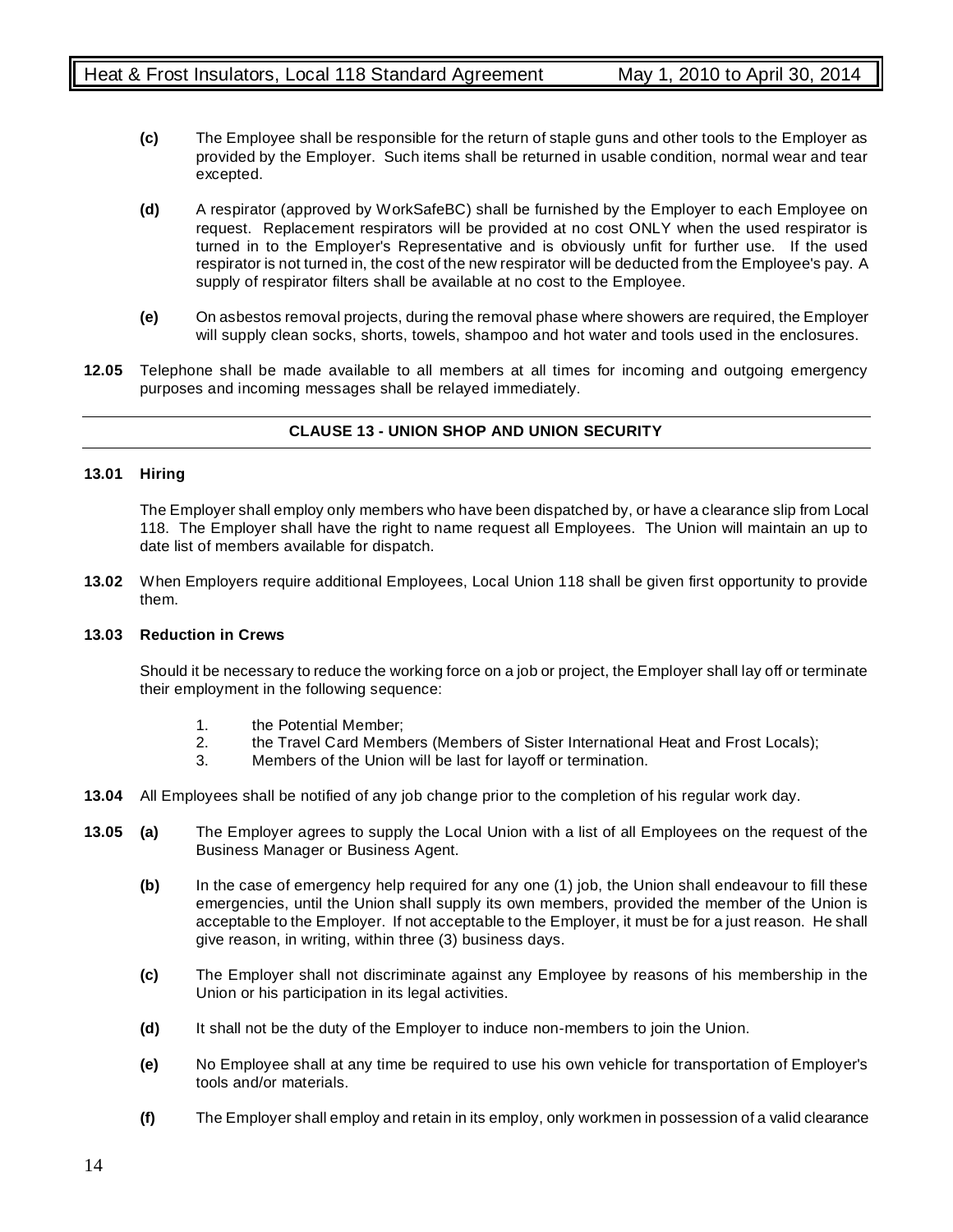**(c)** The Employee shall be responsible for the return of staple guns and other tools to the Employer as provided by the Employer. Such items shall be returned in usable condition, normal wear and tear excepted.

**(d)** A respirator (approved by WorkSafeBC) shall be furnished by the Employer to each Employee on request. Replacement respirators will be provided at no cost ONLY when the used respirator is turned in to the Employer's Representative and is obviously unfit for further use. If the used respirator is not turned in, the cost of the new respirator will be deducted from the Employee's pay. A supply of respirator filters shall be available at no cost to the Employee.

**(e)** On asbestos removal projects, during the removal phase where showers are required, the Employer will supply clean socks, shorts, towels, shampoo and hot water and tools used in the enclosures.

**12.05** Telephone shall be made available to all members at all times for incoming and outgoing emergency purposes and incoming messages shall be relayed immediately.

## CLAUSE 13 - UNION SHOP AND UNION SECURITY

**13.01 Hiring**

The Employer shall employ only members who have been dispatched by, or have a clearance slip from Local 118. The Employer shall have the right to name request all Employees. The Union will maintain an up to date list of members available for dispatch.

**13.02** When Employers require additional Employees, Local Union 118 shall be given first opportunity to provide them.

**13.03 Reduction in Crews**

Should it be necessary to reduce the working force on a job or project, the Employer shall lay off or terminate their employment in the following sequence:

1. the Potential Member;
2. the Travel Card Members (Members of Sister International Heat and Frost Locals);
3. Members of the Union will be last for layoff or termination.

**13.04** All Employees shall be notified of any job change prior to the completion of his regular work day.

**13.05 (a)** The Employer agrees to supply the Local Union with a list of all Employees on the request of the Business Manager or Business Agent.

**(b)** In the case of emergency help required for any one (1) job, the Union shall endeavour to fill these emergencies, until the Union shall supply its own members, provided the member of the Union is acceptable to the Employer. If not acceptable to the Employer, it must be for a just reason. He shall give reason, in writing, within three (3) business days.

**(c)** The Employer shall not discriminate against any Employee by reasons of his membership in the Union or his participation in its legal activities.

**(d)** It shall not be the duty of the Employer to induce non-members to join the Union.

**(e)** No Employee shall at any time be required to use his own vehicle for transportation of Employer's tools and/or materials.

**(f)** The Employer shall employ and retain in its employ, only workmen in possession of a valid clearance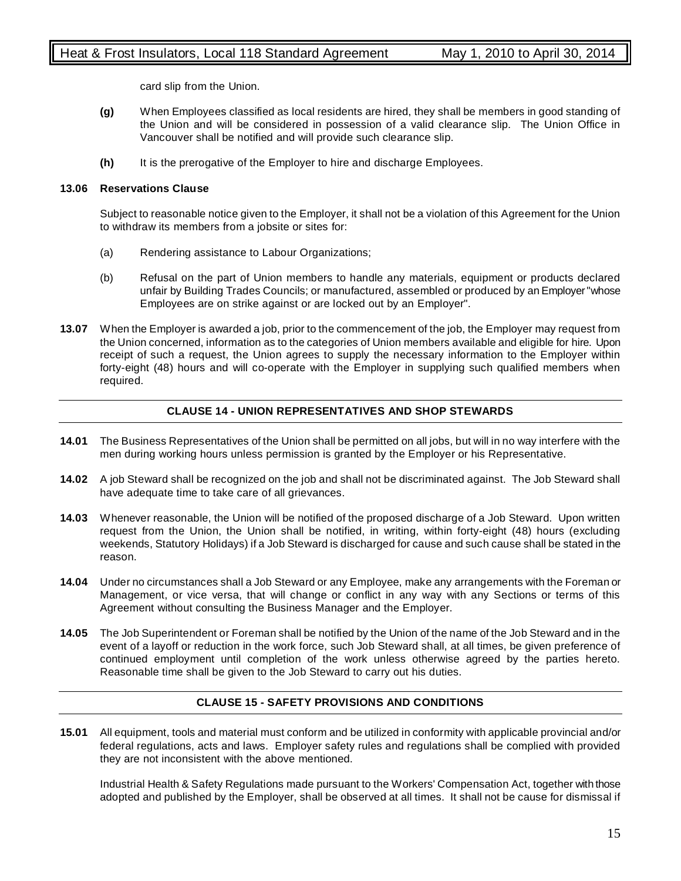card slip from the Union.

**(g)** When Employees classified as local residents are hired, they shall be members in good standing of the Union and will be considered in possession of a valid clearance slip. The Union Office in Vancouver shall be notified and will provide such clearance slip.

**(h)** It is the prerogative of the Employer to hire and discharge Employees.

**13.06 Reservations Clause**

Subject to reasonable notice given to the Employer, it shall not be a violation of this Agreement for the Union to withdraw its members from a jobsite or sites for:

(a) Rendering assistance to Labour Organizations;

(b) Refusal on the part of Union members to handle any materials, equipment or products declared unfair by Building Trades Councils; or manufactured, assembled or produced by an Employer "whose Employees are on strike against or are locked out by an Employer".

**13.07** When the Employer is awarded a job, prior to the commencement of the job, the Employer may request from the Union concerned, information as to the categories of Union members available and eligible for hire. Upon receipt of such a request, the Union agrees to supply the necessary information to the Employer within forty-eight (48) hours and will co-operate with the Employer in supplying such qualified members when required.

## CLAUSE 14 - UNION REPRESENTATIVES AND SHOP STEWARDS

**14.01** The Business Representatives of the Union shall be permitted on all jobs, but will in no way interfere with the men during working hours unless permission is granted by the Employer or his Representative.

**14.02** A job Steward shall be recognized on the job and shall not be discriminated against. The Job Steward shall have adequate time to take care of all grievances.

**14.03** Whenever reasonable, the Union will be notified of the proposed discharge of a Job Steward. Upon written request from the Union, the Union shall be notified, in writing, within forty-eight (48) hours (excluding weekends, Statutory Holidays) if a Job Steward is discharged for cause and such cause shall be stated in the reason.

**14.04** Under no circumstances shall a Job Steward or any Employee, make any arrangements with the Foreman or Management, or vice versa, that will change or conflict in any way with any Sections or terms of this Agreement without consulting the Business Manager and the Employer.

**14.05** The Job Superintendent or Foreman shall be notified by the Union of the name of the Job Steward and in the event of a layoff or reduction in the work force, such Job Steward shall, at all times, be given preference of continued employment until completion of the work unless otherwise agreed by the parties hereto. Reasonable time shall be given to the Job Steward to carry out his duties.

## CLAUSE 15 - SAFETY PROVISIONS AND CONDITIONS

**15.01** All equipment, tools and material must conform and be utilized in conformity with applicable provincial and/or federal regulations, acts and laws. Employer safety rules and regulations shall be complied with provided they are not inconsistent with the above mentioned.

Industrial Health & Safety Regulations made pursuant to the Workers' Compensation Act, together with those adopted and published by the Employer, shall be observed at all times. It shall not be cause for dismissal if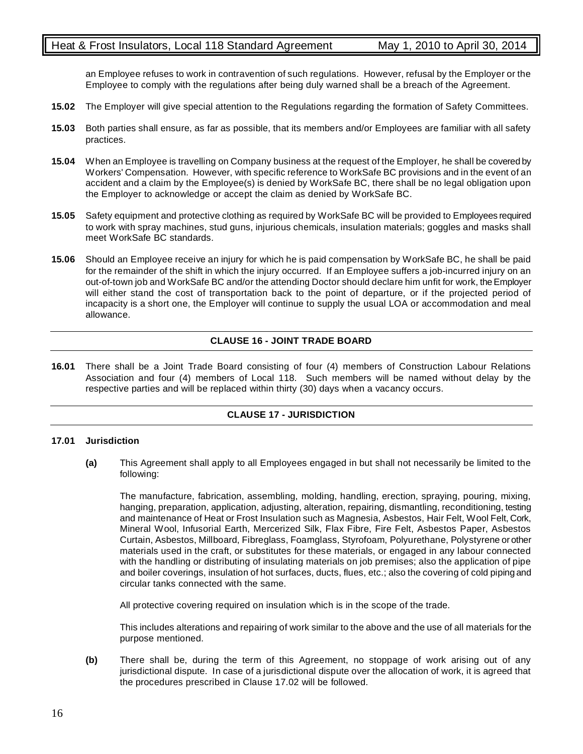an Employee refuses to work in contravention of such regulations. However, refusal by the Employer or the Employee to comply with the regulations after being duly warned shall be a breach of the Agreement.

**15.02** The Employer will give special attention to the Regulations regarding the formation of Safety Committees.

**15.03** Both parties shall ensure, as far as possible, that its members and/or Employees are familiar with all safety practices.

**15.04** When an Employee is travelling on Company business at the request of the Employer, he shall be covered by Workers' Compensation. However, with specific reference to WorkSafe BC provisions and in the event of an accident and a claim by the Employee(s) is denied by WorkSafe BC, there shall be no legal obligation upon the Employer to acknowledge or accept the claim as denied by WorkSafe BC.

**15.05** Safety equipment and protective clothing as required by WorkSafe BC will be provided to Employees required to work with spray machines, stud guns, injurious chemicals, insulation materials; goggles and masks shall meet WorkSafe BC standards.

**15.06** Should an Employee receive an injury for which he is paid compensation by WorkSafe BC, he shall be paid for the remainder of the shift in which the injury occurred. If an Employee suffers a job-incurred injury on an out-of-town job and WorkSafe BC and/or the attending Doctor should declare him unfit for work, the Employer will either stand the cost of transportation back to the point of departure, or if the projected period of incapacity is a short one, the Employer will continue to supply the usual LOA or accommodation and meal allowance.

## CLAUSE 16 - JOINT TRADE BOARD

**16.01** There shall be a Joint Trade Board consisting of four (4) members of Construction Labour Relations Association and four (4) members of Local 118. Such members will be named without delay by the respective parties and will be replaced within thirty (30) days when a vacancy occurs.

## CLAUSE 17 - JURISDICTION

**17.01 Jurisdiction**

**(a)** This Agreement shall apply to all Employees engaged in but shall not necessarily be limited to the following:

The manufacture, fabrication, assembling, molding, handling, erection, spraying, pouring, mixing, hanging, preparation, application, adjusting, alteration, repairing, dismantling, reconditioning, testing and maintenance of Heat or Frost Insulation such as Magnesia, Asbestos, Hair Felt, Wool Felt, Cork, Mineral Wool, Infusorial Earth, Mercerized Silk, Flax Fibre, Fire Felt, Asbestos Paper, Asbestos Curtain, Asbestos, Millboard, Fibreglass, Foamglass, Styrofoam, Polyurethane, Polystyrene or other materials used in the craft, or substitutes for these materials, or engaged in any labour connected with the handling or distributing of insulating materials on job premises; also the application of pipe and boiler coverings, insulation of hot surfaces, ducts, flues, etc.; also the covering of cold piping and circular tanks connected with the same.

All protective covering required on insulation which is in the scope of the trade.

This includes alterations and repairing of work similar to the above and the use of all materials for the purpose mentioned.

**(b)** There shall be, during the term of this Agreement, no stoppage of work arising out of any jurisdictional dispute. In case of a jurisdictional dispute over the allocation of work, it is agreed that the procedures prescribed in Clause 17.02 will be followed.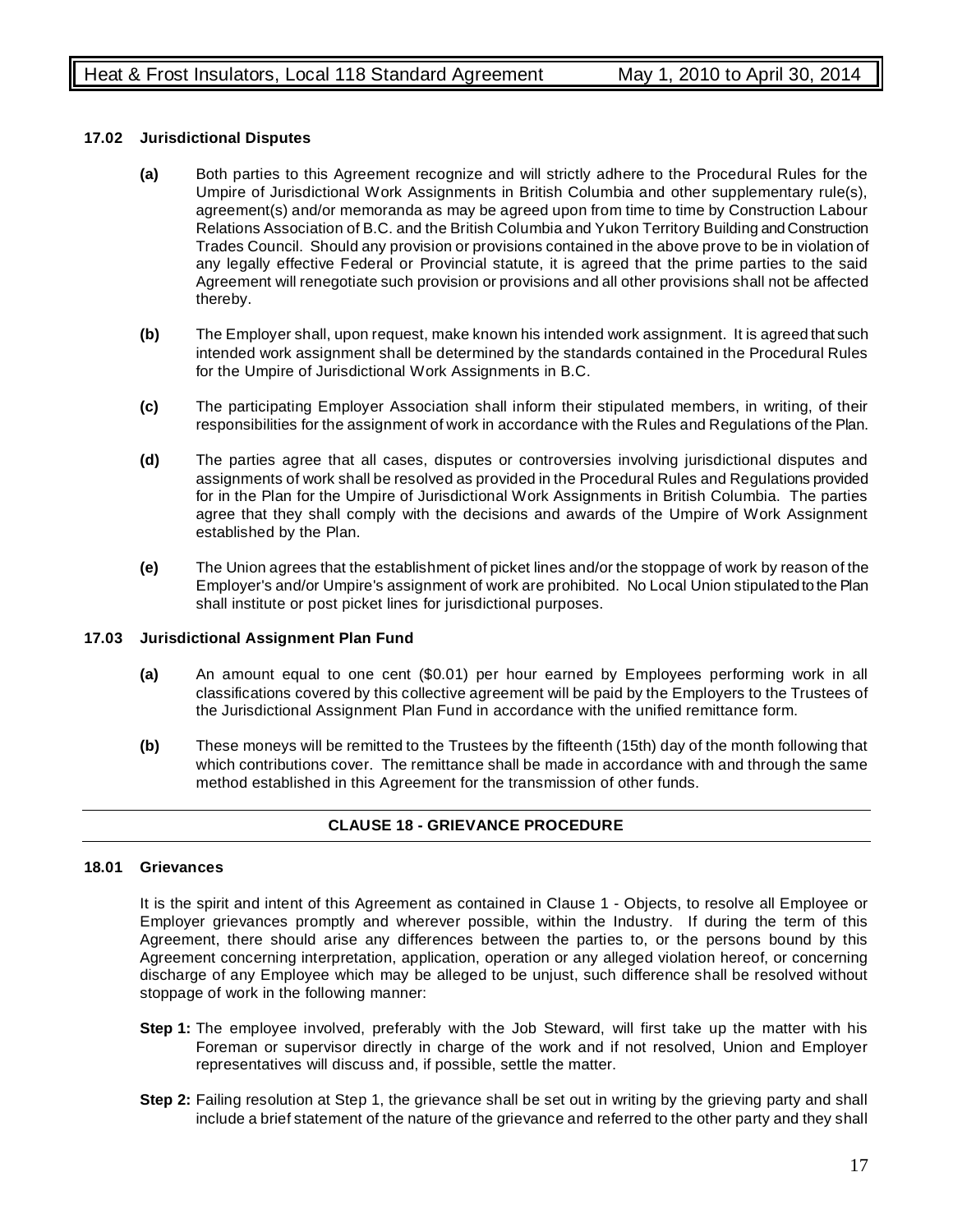#### 17.02 Jurisdictional Disputes

**(a)** Both parties to this Agreement recognize and will strictly adhere to the Procedural Rules for the Umpire of Jurisdictional Work Assignments in British Columbia and other supplementary rule(s), agreement(s) and/or memoranda as may be agreed upon from time to time by Construction Labour Relations Association of B.C. and the British Columbia and Yukon Territory Building and Construction Trades Council. Should any provision or provisions contained in the above prove to be in violation of any legally effective Federal or Provincial statute, it is agreed that the prime parties to the said Agreement will renegotiate such provision or provisions and all other provisions shall not be affected thereby.

**(b)** The Employer shall, upon request, make known his intended work assignment. It is agreed that such intended work assignment shall be determined by the standards contained in the Procedural Rules for the Umpire of Jurisdictional Work Assignments in B.C.

**(c)** The participating Employer Association shall inform their stipulated members, in writing, of their responsibilities for the assignment of work in accordance with the Rules and Regulations of the Plan.

**(d)** The parties agree that all cases, disputes or controversies involving jurisdictional disputes and assignments of work shall be resolved as provided in the Procedural Rules and Regulations provided for in the Plan for the Umpire of Jurisdictional Work Assignments in British Columbia. The parties agree that they shall comply with the decisions and awards of the Umpire of Work Assignment established by the Plan.

**(e)** The Union agrees that the establishment of picket lines and/or the stoppage of work by reason of the Employer's and/or Umpire's assignment of work are prohibited. No Local Union stipulated to the Plan shall institute or post picket lines for jurisdictional purposes.

#### 17.03 Jurisdictional Assignment Plan Fund

**(a)** An amount equal to one cent ($0.01) per hour earned by Employees performing work in all classifications covered by this collective agreement will be paid by the Employers to the Trustees of the Jurisdictional Assignment Plan Fund in accordance with the unified remittance form.

**(b)** These moneys will be remitted to the Trustees by the fifteenth (15th) day of the month following that which contributions cover. The remittance shall be made in accordance with and through the same method established in this Agreement for the transmission of other funds.

## CLAUSE 18 - GRIEVANCE PROCEDURE

#### 18.01 Grievances

It is the spirit and intent of this Agreement as contained in Clause 1 - Objects, to resolve all Employee or Employer grievances promptly and wherever possible, within the Industry. If during the term of this Agreement, there should arise any differences between the parties to, or the persons bound by this Agreement concerning interpretation, application, operation or any alleged violation hereof, or concerning discharge of any Employee which may be alleged to be unjust, such difference shall be resolved without stoppage of work in the following manner:

**Step 1:** The employee involved, preferably with the Job Steward, will first take up the matter with his Foreman or supervisor directly in charge of the work and if not resolved, Union and Employer representatives will discuss and, if possible, settle the matter.

**Step 2:** Failing resolution at Step 1, the grievance shall be set out in writing by the grieving party and shall include a brief statement of the nature of the grievance and referred to the other party and they shall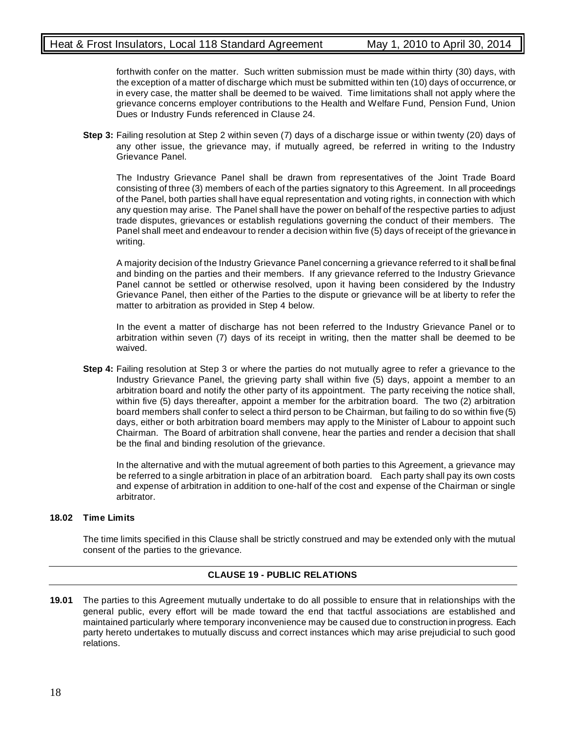forthwith confer on the matter. Such written submission must be made within thirty (30) days, with the exception of a matter of discharge which must be submitted within ten (10) days of occurrence, or in every case, the matter shall be deemed to be waived. Time limitations shall not apply where the grievance concerns employer contributions to the Health and Welfare Fund, Pension Fund, Union Dues or Industry Funds referenced in Clause 24.

**Step 3:** Failing resolution at Step 2 within seven (7) days of a discharge issue or within twenty (20) days of any other issue, the grievance may, if mutually agreed, be referred in writing to the Industry Grievance Panel.

The Industry Grievance Panel shall be drawn from representatives of the Joint Trade Board consisting of three (3) members of each of the parties signatory to this Agreement. In all proceedings of the Panel, both parties shall have equal representation and voting rights, in connection with which any question may arise. The Panel shall have the power on behalf of the respective parties to adjust trade disputes, grievances or establish regulations governing the conduct of their members. The Panel shall meet and endeavour to render a decision within five (5) days of receipt of the grievance in writing.

A majority decision of the Industry Grievance Panel concerning a grievance referred to it shall be final and binding on the parties and their members. If any grievance referred to the Industry Grievance Panel cannot be settled or otherwise resolved, upon it having been considered by the Industry Grievance Panel, then either of the Parties to the dispute or grievance will be at liberty to refer the matter to arbitration as provided in Step 4 below.

In the event a matter of discharge has not been referred to the Industry Grievance Panel or to arbitration within seven (7) days of its receipt in writing, then the matter shall be deemed to be waived.

**Step 4:** Failing resolution at Step 3 or where the parties do not mutually agree to refer a grievance to the Industry Grievance Panel, the grieving party shall within five (5) days, appoint a member to an arbitration board and notify the other party of its appointment. The party receiving the notice shall, within five (5) days thereafter, appoint a member for the arbitration board. The two (2) arbitration board members shall confer to select a third person to be Chairman, but failing to do so within five (5) days, either or both arbitration board members may apply to the Minister of Labour to appoint such Chairman. The Board of arbitration shall convene, hear the parties and render a decision that shall be the final and binding resolution of the grievance.

In the alternative and with the mutual agreement of both parties to this Agreement, a grievance may be referred to a single arbitration in place of an arbitration board. Each party shall pay its own costs and expense of arbitration in addition to one-half of the cost and expense of the Chairman or single arbitrator.

**18.02 Time Limits**

The time limits specified in this Clause shall be strictly construed and may be extended only with the mutual consent of the parties to the grievance.

## CLAUSE 19 - PUBLIC RELATIONS

**19.01** The parties to this Agreement mutually undertake to do all possible to ensure that in relationships with the general public, every effort will be made toward the end that tactful associations are established and maintained particularly where temporary inconvenience may be caused due to construction in progress. Each party hereto undertakes to mutually discuss and correct instances which may arise prejudicial to such good relations.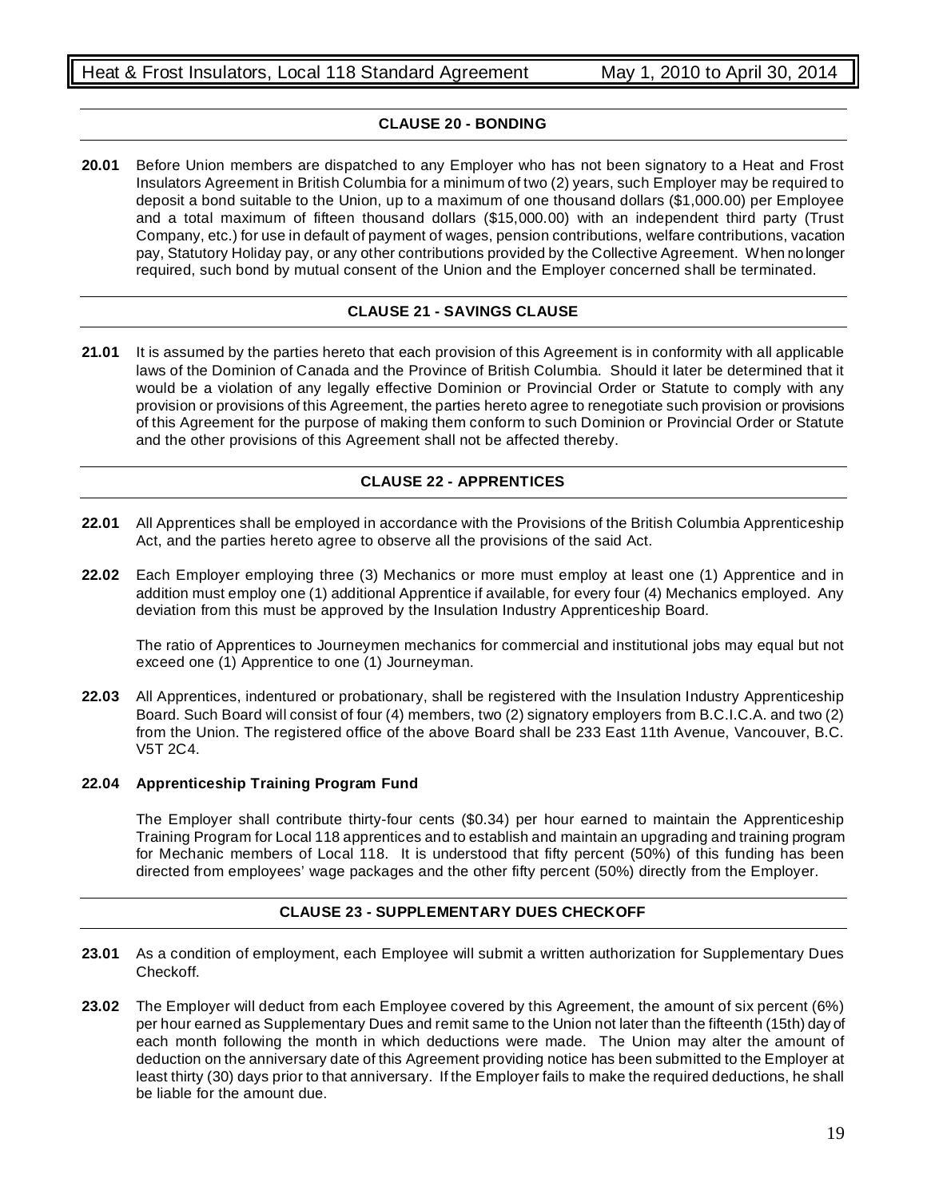## CLAUSE 20 - BONDING

**20.01** Before Union members are dispatched to any Employer who has not been signatory to a Heat and Frost Insulators Agreement in British Columbia for a minimum of two (2) years, such Employer may be required to deposit a bond suitable to the Union, up to a maximum of one thousand dollars ($1,000.00) per Employee and a total maximum of fifteen thousand dollars ($15,000.00) with an independent third party (Trust Company, etc.) for use in default of payment of wages, pension contributions, welfare contributions, vacation pay, Statutory Holiday pay, or any other contributions provided by the Collective Agreement. When no longer required, such bond by mutual consent of the Union and the Employer concerned shall be terminated.

## CLAUSE 21 - SAVINGS CLAUSE

**21.01** It is assumed by the parties hereto that each provision of this Agreement is in conformity with all applicable laws of the Dominion of Canada and the Province of British Columbia. Should it later be determined that it would be a violation of any legally effective Dominion or Provincial Order or Statute to comply with any provision or provisions of this Agreement, the parties hereto agree to renegotiate such provision or provisions of this Agreement for the purpose of making them conform to such Dominion or Provincial Order or Statute and the other provisions of this Agreement shall not be affected thereby.

## CLAUSE 22 - APPRENTICES

**22.01** All Apprentices shall be employed in accordance with the Provisions of the British Columbia Apprenticeship Act, and the parties hereto agree to observe all the provisions of the said Act.

**22.02** Each Employer employing three (3) Mechanics or more must employ at least one (1) Apprentice and in addition must employ one (1) additional Apprentice if available, for every four (4) Mechanics employed. Any deviation from this must be approved by the Insulation Industry Apprenticeship Board.

The ratio of Apprentices to Journeymen mechanics for commercial and institutional jobs may equal but not exceed one (1) Apprentice to one (1) Journeyman.

**22.03** All Apprentices, indentured or probationary, shall be registered with the Insulation Industry Apprenticeship Board. Such Board will consist of four (4) members, two (2) signatory employers from B.C.I.C.A. and two (2) from the Union. The registered office of the above Board shall be 233 East 11th Avenue, Vancouver, B.C. V5T 2C4.

**22.04 Apprenticeship Training Program Fund**

The Employer shall contribute thirty-four cents ($0.34) per hour earned to maintain the Apprenticeship Training Program for Local 118 apprentices and to establish and maintain an upgrading and training program for Mechanic members of Local 118. It is understood that fifty percent (50%) of this funding has been directed from employees' wage packages and the other fifty percent (50%) directly from the Employer.

## CLAUSE 23 - SUPPLEMENTARY DUES CHECKOFF

**23.01** As a condition of employment, each Employee will submit a written authorization for Supplementary Dues Checkoff.

**23.02** The Employer will deduct from each Employee covered by this Agreement, the amount of six percent (6%) per hour earned as Supplementary Dues and remit same to the Union not later than the fifteenth (15th) day of each month following the month in which deductions were made. The Union may alter the amount of deduction on the anniversary date of this Agreement providing notice has been submitted to the Employer at least thirty (30) days prior to that anniversary. If the Employer fails to make the required deductions, he shall be liable for the amount due.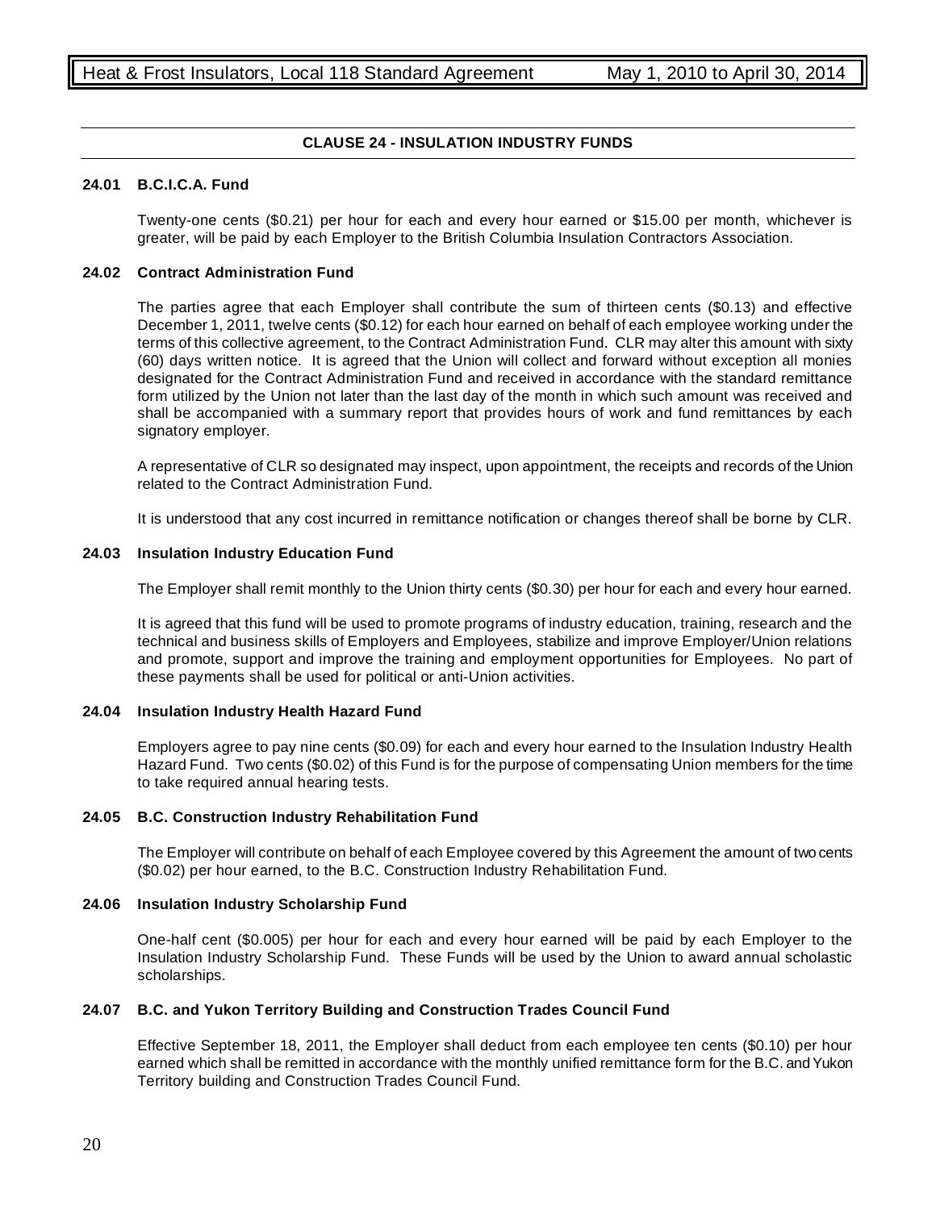## CLAUSE 24 - INSULATION INDUSTRY FUNDS

### 24.01 B.C.I.C.A. Fund

Twenty-one cents ($0.21) per hour for each and every hour earned or $15.00 per month, whichever is greater, will be paid by each Employer to the British Columbia Insulation Contractors Association.

### 24.02 Contract Administration Fund

The parties agree that each Employer shall contribute the sum of thirteen cents ($0.13) and effective December 1, 2011, twelve cents ($0.12) for each hour earned on behalf of each employee working under the terms of this collective agreement, to the Contract Administration Fund. CLR may alter this amount with sixty (60) days written notice. It is agreed that the Union will collect and forward without exception all monies designated for the Contract Administration Fund and received in accordance with the standard remittance form utilized by the Union not later than the last day of the month in which such amount was received and shall be accompanied with a summary report that provides hours of work and fund remittances by each signatory employer.

A representative of CLR so designated may inspect, upon appointment, the receipts and records of the Union related to the Contract Administration Fund.

It is understood that any cost incurred in remittance notification or changes thereof shall be borne by CLR.

### 24.03 Insulation Industry Education Fund

The Employer shall remit monthly to the Union thirty cents ($0.30) per hour for each and every hour earned.

It is agreed that this fund will be used to promote programs of industry education, training, research and the technical and business skills of Employers and Employees, stabilize and improve Employer/Union relations and promote, support and improve the training and employment opportunities for Employees. No part of these payments shall be used for political or anti-Union activities.

### 24.04 Insulation Industry Health Hazard Fund

Employers agree to pay nine cents ($0.09) for each and every hour earned to the Insulation Industry Health Hazard Fund. Two cents ($0.02) of this Fund is for the purpose of compensating Union members for the time to take required annual hearing tests.

### 24.05 B.C. Construction Industry Rehabilitation Fund

The Employer will contribute on behalf of each Employee covered by this Agreement the amount of two cents ($0.02) per hour earned, to the B.C. Construction Industry Rehabilitation Fund.

### 24.06 Insulation Industry Scholarship Fund

One-half cent ($0.005) per hour for each and every hour earned will be paid by each Employer to the Insulation Industry Scholarship Fund. These Funds will be used by the Union to award annual scholastic scholarships.

### 24.07 B.C. and Yukon Territory Building and Construction Trades Council Fund

Effective September 18, 2011, the Employer shall deduct from each employee ten cents ($0.10) per hour earned which shall be remitted in accordance with the monthly unified remittance form for the B.C. and Yukon Territory building and Construction Trades Council Fund.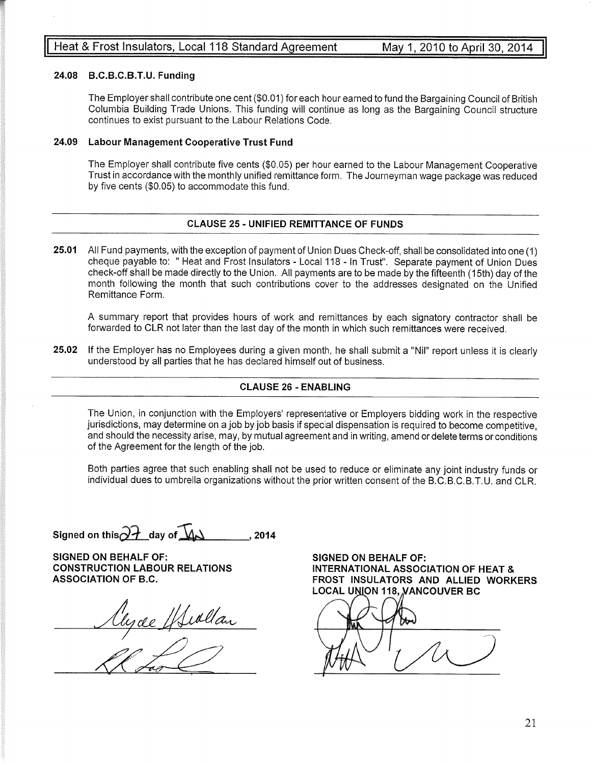### 24.08 B.C.B.C.B.T.U. Funding

The Employer shall contribute one cent ($0.01) for each hour earned to fund the Bargaining Council of British Columbia Building Trade Unions. This funding will continue as long as the Bargaining Council structure continues to exist pursuant to the Labour Relations Code.

### 24.09 Labour Management Cooperative Trust Fund

The Employer shall contribute five cents ($0.05) per hour earned to the Labour Management Cooperative Trust in accordance with the monthly unified remittance form. The Journeyman wage package was reduced by five cents ($0.05) to accommodate this fund.

## CLAUSE 25 - UNIFIED REMITTANCE OF FUNDS

**25.01** All Fund payments, with the exception of payment of Union Dues Check-off, shall be consolidated into one (1) cheque payable to: " Heat and Frost Insulators - Local 118 - In Trust". Separate payment of Union Dues check-off shall be made directly to the Union. All payments are to be made by the fifteenth (15th) day of the month following the month that such contributions cover to the addresses designated on the Unified Remittance Form.

A summary report that provides hours of work and remittances by each signatory contractor shall be forwarded to CLR not later than the last day of the month in which such remittances were received.

**25.02** If the Employer has no Employees during a given month, he shall submit a "Nil" report unless it is clearly understood by all parties that he has declared himself out of business.

## CLAUSE 26 - ENABLING

The Union, in conjunction with the Employers' representative or Employers bidding work in the respective jurisdictions, may determine on a job by job basis if special dispensation is required to become competitive, and should the necessity arise, may, by mutual agreement and in writing, amend or delete terms or conditions of the Agreement for the length of the job.

Both parties agree that such enabling shall not be used to reduce or eliminate any joint industry funds or individual dues to umbrella organizations without the prior written consent of the B.C.B.C.B.T.U. and CLR.

**Signed on this 27 day of Jan, 2014**

**SIGNED ON BEHALF OF:**
**CONSTRUCTION LABOUR RELATIONS ASSOCIATION OF B.C.**

Clyde Scollan

______________________

**SIGNED ON BEHALF OF:**
**INTERNATIONAL ASSOCIATION OF HEAT & FROST INSULATORS AND ALLIED WORKERS LOCAL UNION 118, VANCOUVER BC**

______________________

______________________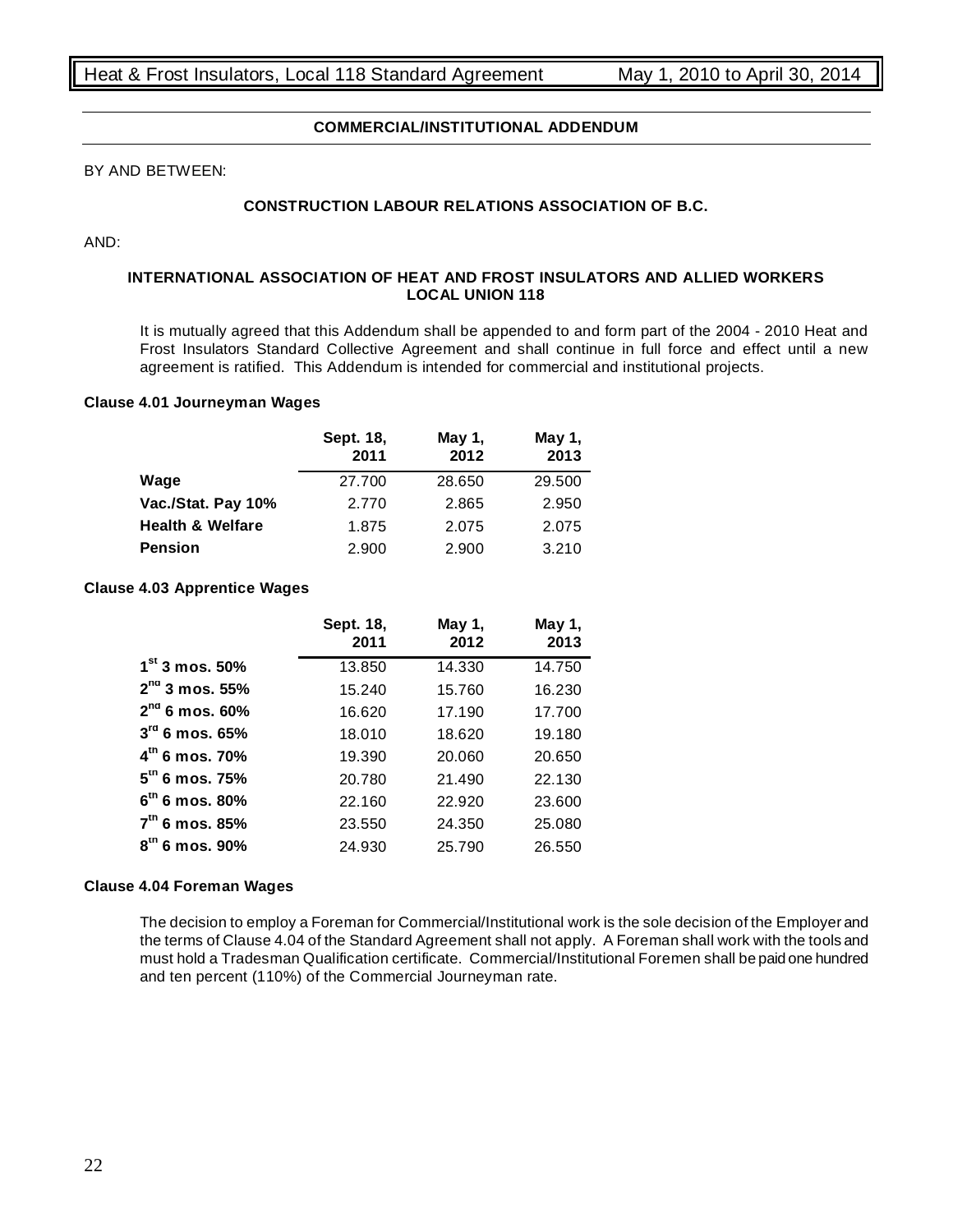## COMMERCIAL/INSTITUTIONAL ADDENDUM

BY AND BETWEEN:

**CONSTRUCTION LABOUR RELATIONS ASSOCIATION OF B.C.**

AND:

**INTERNATIONAL ASSOCIATION OF HEAT AND FROST INSULATORS AND ALLIED WORKERS LOCAL UNION 118**

It is mutually agreed that this Addendum shall be appended to and form part of the 2004 - 2010 Heat and Frost Insulators Standard Collective Agreement and shall continue in full force and effect until a new agreement is ratified. This Addendum is intended for commercial and institutional projects.

### Clause 4.01 Journeyman Wages

| | Sept. 18, 2011 | May 1, 2012 | May 1, 2013 |
|---|---|---|---|
| **Wage** | 27.700 | 28.650 | 29.500 |
| **Vac./Stat. Pay 10%** | 2.770 | 2.865 | 2.950 |
| **Health & Welfare** | 1.875 | 2.075 | 2.075 |
| **Pension** | 2.900 | 2.900 | 3.210 |

### Clause 4.03 Apprentice Wages

| | Sept. 18, 2011 | May 1, 2012 | May 1, 2013 |
|---|---|---|---|
| **1st 3 mos. 50%** | 13.850 | 14.330 | 14.750 |
| **2nd 3 mos. 55%** | 15.240 | 15.760 | 16.230 |
| **2nd 6 mos. 60%** | 16.620 | 17.190 | 17.700 |
| **3rd 6 mos. 65%** | 18.010 | 18.620 | 19.180 |
| **4th 6 mos. 70%** | 19.390 | 20.060 | 20.650 |
| **5th 6 mos. 75%** | 20.780 | 21.490 | 22.130 |
| **6th 6 mos. 80%** | 22.160 | 22.920 | 23.600 |
| **7th 6 mos. 85%** | 23.550 | 24.350 | 25.080 |
| **8th 6 mos. 90%** | 24.930 | 25.790 | 26.550 |

### Clause 4.04 Foreman Wages

The decision to employ a Foreman for Commercial/Institutional work is the sole decision of the Employer and the terms of Clause 4.04 of the Standard Agreement shall not apply. A Foreman shall work with the tools and must hold a Tradesman Qualification certificate. Commercial/Institutional Foremen shall be paid one hundred and ten percent (110%) of the Commercial Journeyman rate.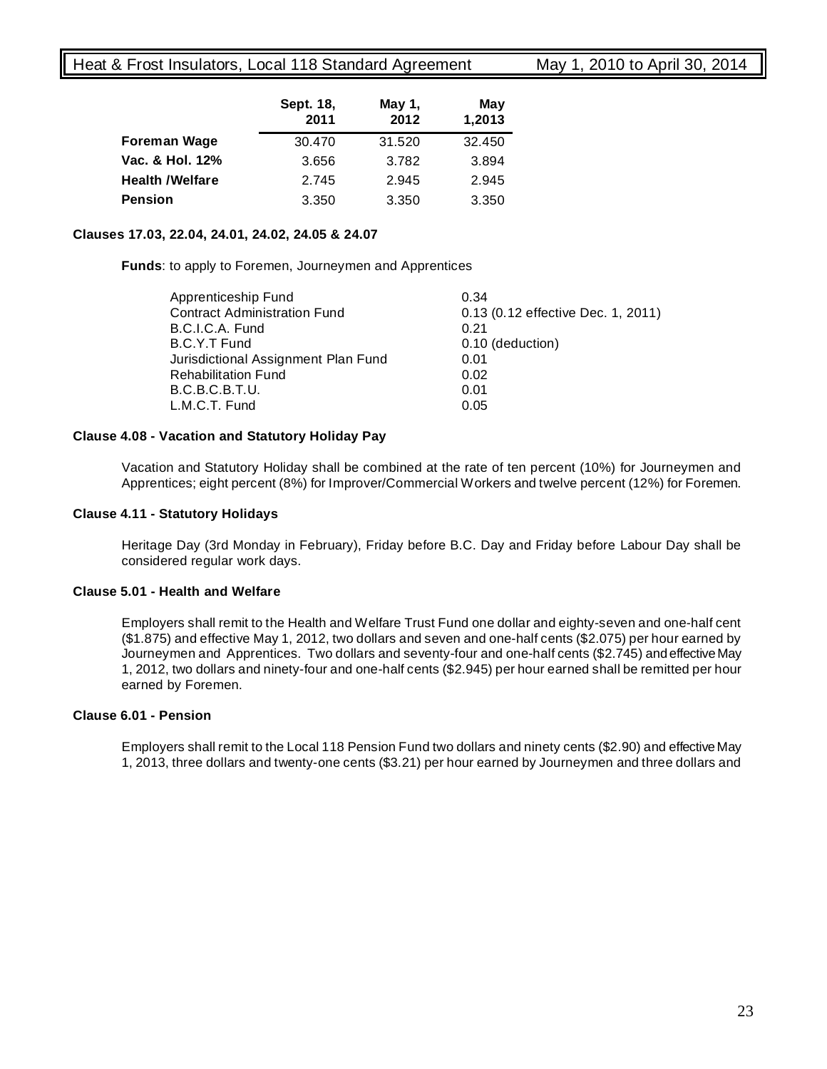| | Sept. 18, 2011 | May 1, 2012 | May 1,2013 |
|---|---|---|---|
| **Foreman Wage** | 30.470 | 31.520 | 32.450 |
| **Vac. & Hol. 12%** | 3.656 | 3.782 | 3.894 |
| **Health /Welfare** | 2.745 | 2.945 | 2.945 |
| **Pension** | 3.350 | 3.350 | 3.350 |

**Clauses 17.03, 22.04, 24.01, 24.02, 24.05 & 24.07**

**Funds**: to apply to Foremen, Journeymen and Apprentices

| | |
|---|---|
| Apprenticeship Fund | 0.34 |
| Contract Administration Fund | 0.13 (0.12 effective Dec. 1, 2011) |
| B.C.I.C.A. Fund | 0.21 |
| B.C.Y.T Fund | 0.10 (deduction) |
| Jurisdictional Assignment Plan Fund | 0.01 |
| Rehabilitation Fund | 0.02 |
| B.C.B.C.B.T.U. | 0.01 |
| L.M.C.T. Fund | 0.05 |

**Clause 4.08 - Vacation and Statutory Holiday Pay**

Vacation and Statutory Holiday shall be combined at the rate of ten percent (10%) for Journeymen and Apprentices; eight percent (8%) for Improver/Commercial Workers and twelve percent (12%) for Foremen.

**Clause 4.11 - Statutory Holidays**

Heritage Day (3rd Monday in February), Friday before B.C. Day and Friday before Labour Day shall be considered regular work days.

**Clause 5.01 - Health and Welfare**

Employers shall remit to the Health and Welfare Trust Fund one dollar and eighty-seven and one-half cent ($1.875) and effective May 1, 2012, two dollars and seven and one-half cents ($2.075) per hour earned by Journeymen and Apprentices. Two dollars and seventy-four and one-half cents ($2.745) and effective May 1, 2012, two dollars and ninety-four and one-half cents ($2.945) per hour earned shall be remitted per hour earned by Foremen.

**Clause 6.01 - Pension**

Employers shall remit to the Local 118 Pension Fund two dollars and ninety cents ($2.90) and effective May 1, 2013, three dollars and twenty-one cents ($3.21) per hour earned by Journeymen and three dollars and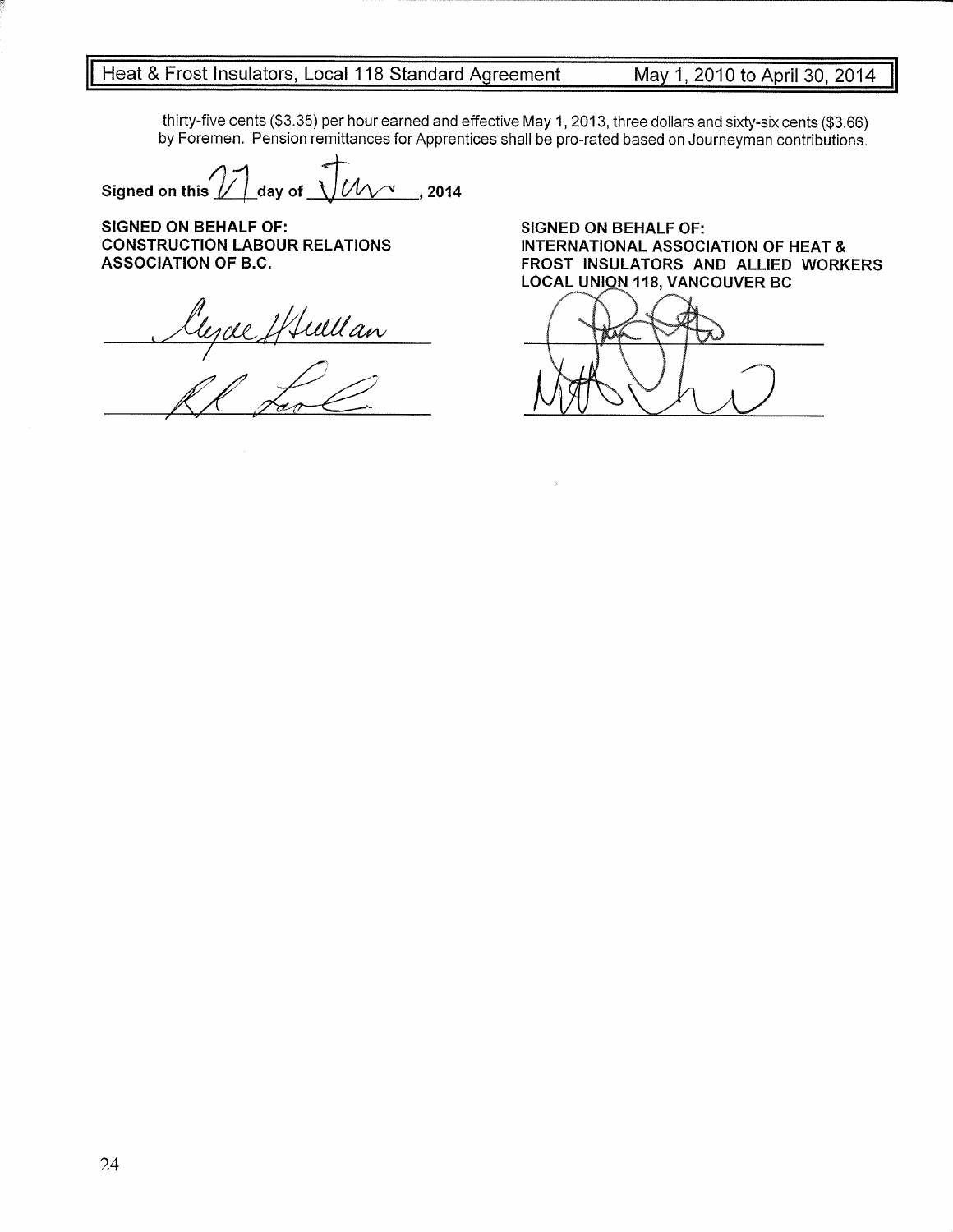thirty-five cents ($3.35) per hour earned and effective May 1, 2013, three dollars and sixty-six cents ($3.66) by Foremen. Pension remittances for Apprentices shall be pro-rated based on Journeyman contributions.

**Signed on this** 17 **day of** June **, 2014**

**SIGNED ON BEHALF OF:**
**CONSTRUCTION LABOUR RELATIONS ASSOCIATION OF B.C.**

**SIGNED ON BEHALF OF:**
**INTERNATIONAL ASSOCIATION OF HEAT & FROST INSULATORS AND ALLIED WORKERS LOCAL UNION 118, VANCOUVER BC**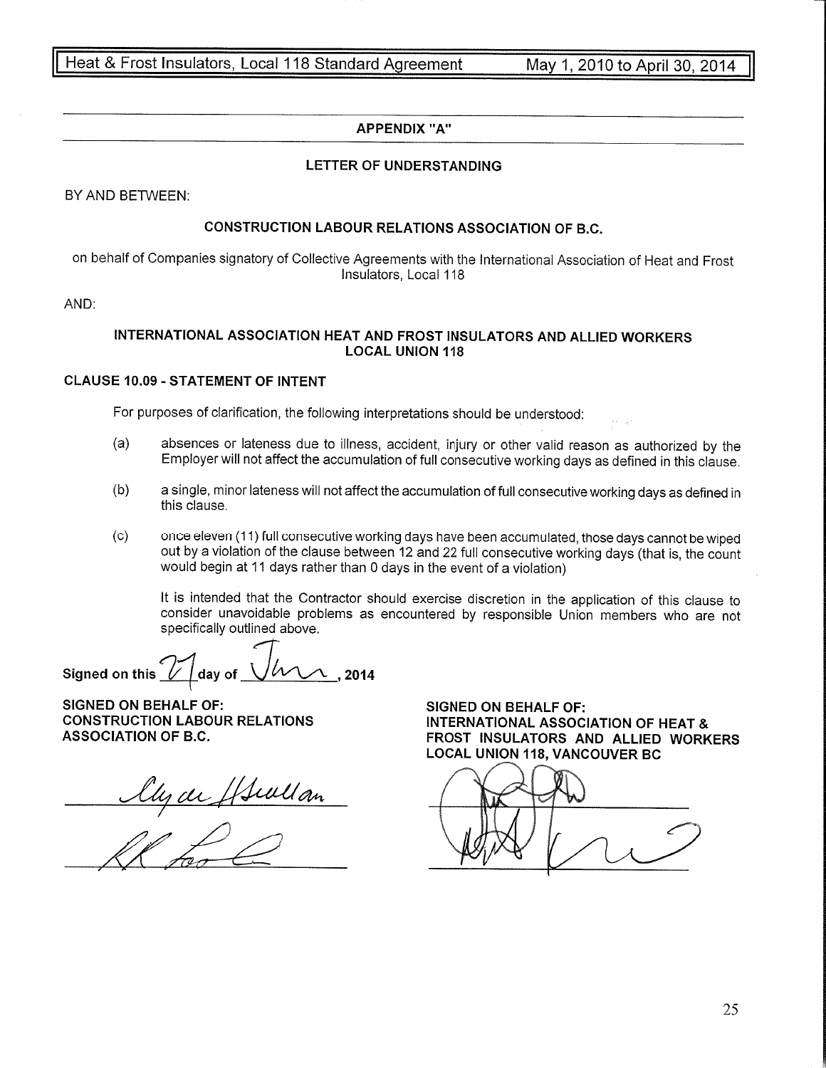## APPENDIX "A"

### LETTER OF UNDERSTANDING

BY AND BETWEEN:

**CONSTRUCTION LABOUR RELATIONS ASSOCIATION OF B.C.**

on behalf of Companies signatory of Collective Agreements with the International Association of Heat and Frost Insulators, Local 118

AND:

**INTERNATIONAL ASSOCIATION HEAT AND FROST INSULATORS AND ALLIED WORKERS LOCAL UNION 118**

**CLAUSE 10.09 - STATEMENT OF INTENT**

For purposes of clarification, the following interpretations should be understood:

(a) absences or lateness due to illness, accident, injury or other valid reason as authorized by the Employer will not affect the accumulation of full consecutive working days as defined in this clause.

(b) a single, minor lateness will not affect the accumulation of full consecutive working days as defined in this clause.

(c) once eleven (11) full consecutive working days have been accumulated, those days cannot be wiped out by a violation of the clause between 12 and 22 full consecutive working days (that is, the count would begin at 11 days rather than 0 days in the event of a violation)

It is intended that the Contractor should exercise discretion in the application of this clause to consider unavoidable problems as encountered by responsible Union members who are not specifically outlined above.

**Signed on this** 27 **day of** Jun, **2014**

**SIGNED ON BEHALF OF:**
**CONSTRUCTION LABOUR RELATIONS ASSOCIATION OF B.C.**

**SIGNED ON BEHALF OF:**
**INTERNATIONAL ASSOCIATION OF HEAT & FROST INSULATORS AND ALLIED WORKERS LOCAL UNION 118, VANCOUVER BC**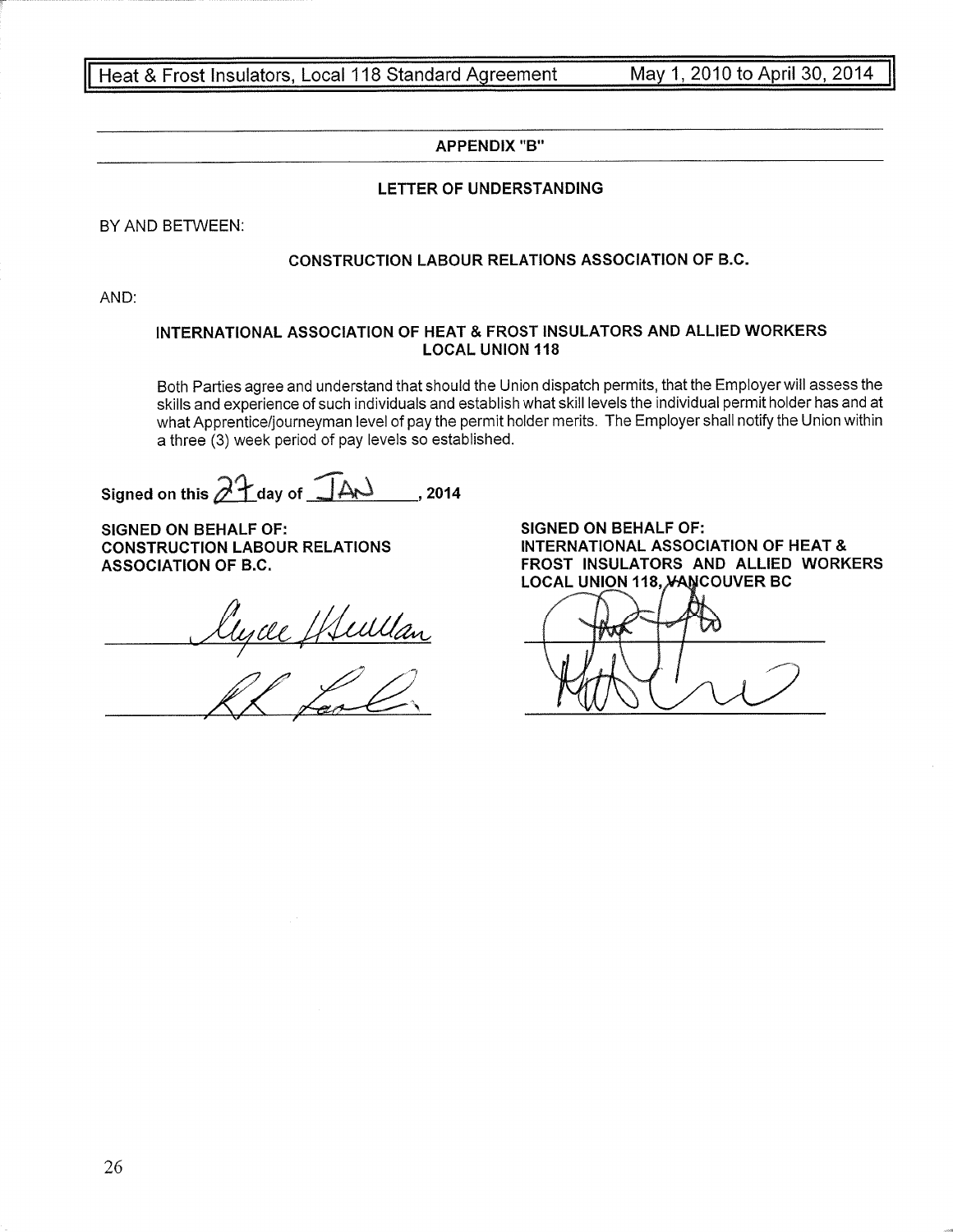## APPENDIX "B"

### LETTER OF UNDERSTANDING

BY AND BETWEEN:

**CONSTRUCTION LABOUR RELATIONS ASSOCIATION OF B.C.**

AND:

**INTERNATIONAL ASSOCIATION OF HEAT & FROST INSULATORS AND ALLIED WORKERS LOCAL UNION 118**

Both Parties agree and understand that should the Union dispatch permits, that the Employer will assess the skills and experience of such individuals and establish what skill levels the individual permit holder has and at what Apprentice/journeyman level of pay the permit holder merits. The Employer shall notify the Union within a three (3) week period of pay levels so established.

**Signed on this 27 day of JAN, 2014**

**SIGNED ON BEHALF OF:**
**CONSTRUCTION LABOUR RELATIONS ASSOCIATION OF B.C.**

_________________________

_________________________

**SIGNED ON BEHALF OF:**
**INTERNATIONAL ASSOCIATION OF HEAT & FROST INSULATORS AND ALLIED WORKERS LOCAL UNION 118, VANCOUVER BC**

_________________________

_________________________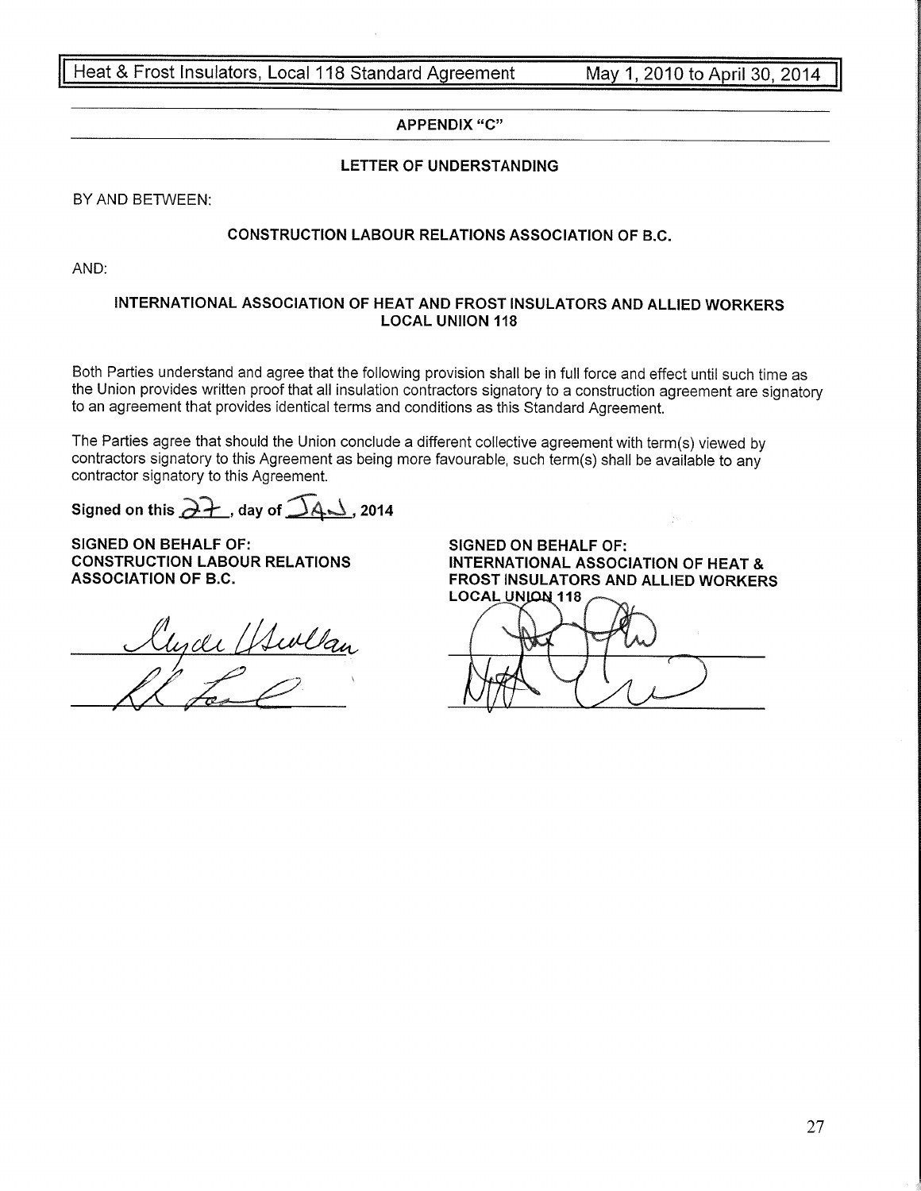## APPENDIX "C"

### LETTER OF UNDERSTANDING

BY AND BETWEEN:

**CONSTRUCTION LABOUR RELATIONS ASSOCIATION OF B.C.**

AND:

**INTERNATIONAL ASSOCIATION OF HEAT AND FROST INSULATORS AND ALLIED WORKERS LOCAL UNIION 118**

Both Parties understand and agree that the following provision shall be in full force and effect until such time as the Union provides written proof that all insulation contractors signatory to a construction agreement are signatory to an agreement that provides identical terms and conditions as this Standard Agreement.

The Parties agree that should the Union conclude a different collective agreement with term(s) viewed by contractors signatory to this Agreement as being more favourable, such term(s) shall be available to any contractor signatory to this Agreement.

**Signed on this** 27 **, day of** JAN **, 2014**

**SIGNED ON BEHALF OF:**
**CONSTRUCTION LABOUR RELATIONS ASSOCIATION OF B.C.**

[Signatures]

**SIGNED ON BEHALF OF:**
**INTERNATIONAL ASSOCIATION OF HEAT & FROST INSULATORS AND ALLIED WORKERS LOCAL UNION 118**

[Signatures]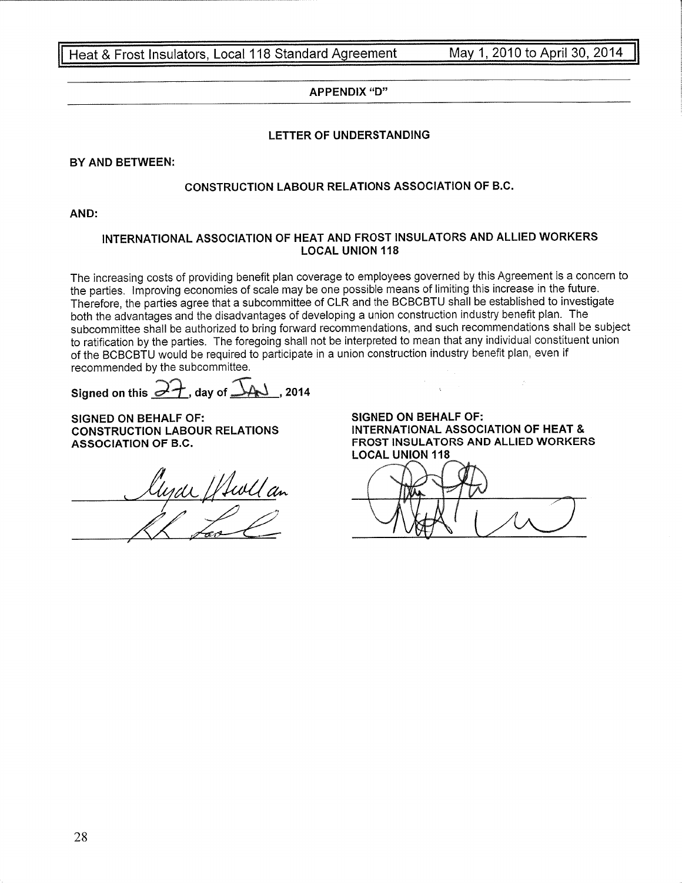## APPENDIX "D"

### LETTER OF UNDERSTANDING

**BY AND BETWEEN:**

**CONSTRUCTION LABOUR RELATIONS ASSOCIATION OF B.C.**

**AND:**

**INTERNATIONAL ASSOCIATION OF HEAT AND FROST INSULATORS AND ALLIED WORKERS LOCAL UNION 118**

The increasing costs of providing benefit plan coverage to employees governed by this Agreement is a concern to the parties. Improving economies of scale may be one possible means of limiting this increase in the future. Therefore, the parties agree that a subcommittee of CLR and the BCBCBTU shall be established to investigate both the advantages and the disadvantages of developing a union construction industry benefit plan. The subcommittee shall be authorized to bring forward recommendations, and such recommendations shall be subject to ratification by the parties. The foregoing shall not be interpreted to mean that any individual constituent union of the BCBCBTU would be required to participate in a union construction industry benefit plan, even if recommended by the subcommittee.

**Signed on this** 27**, day of** JAN**, 2014**

**SIGNED ON BEHALF OF:**
**CONSTRUCTION LABOUR RELATIONS ASSOCIATION OF B.C.**

**SIGNED ON BEHALF OF:**
**INTERNATIONAL ASSOCIATION OF HEAT & FROST INSULATORS AND ALLIED WORKERS LOCAL UNION 118**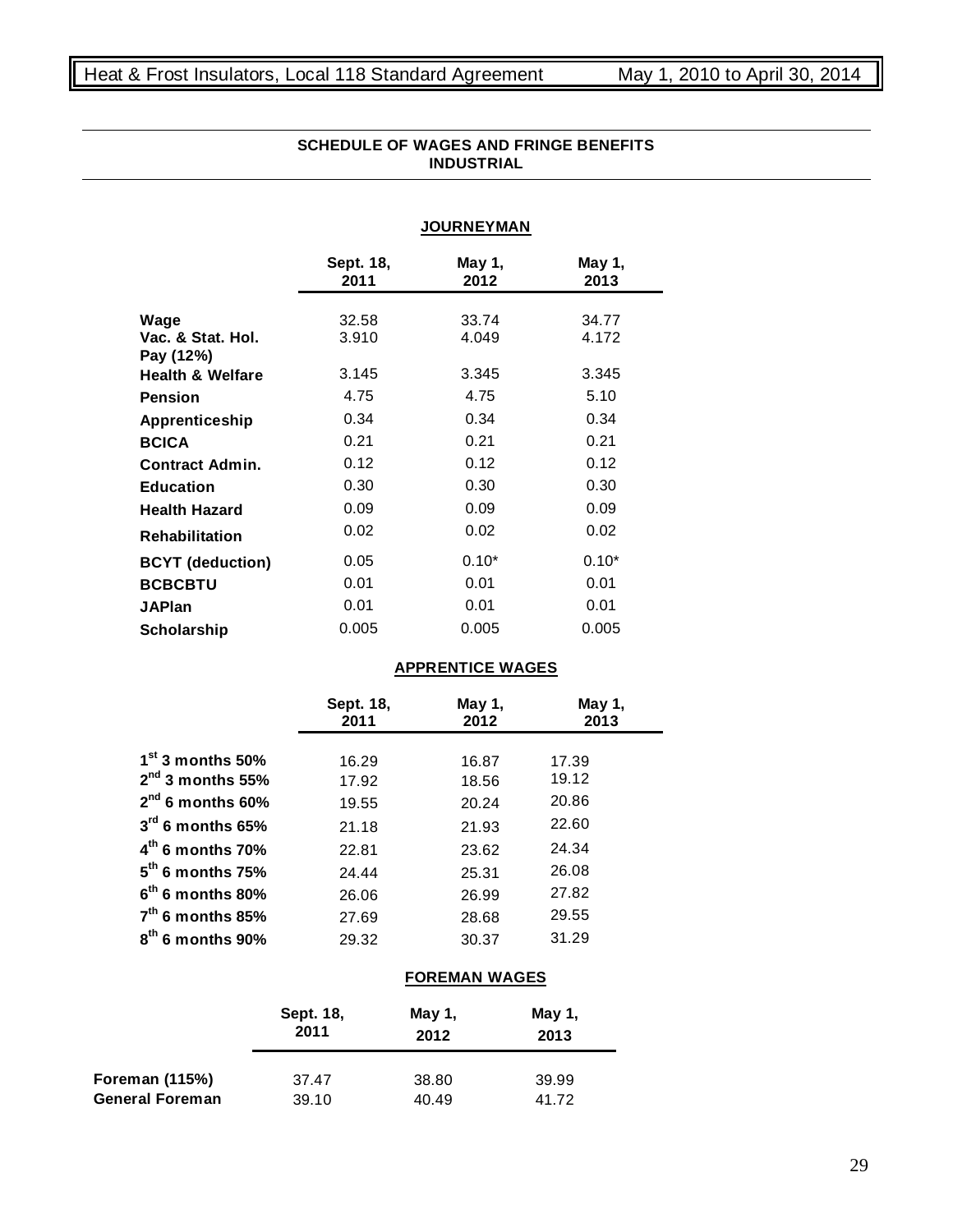## SCHEDULE OF WAGES AND FRINGE BENEFITS
## INDUSTRIAL

### JOURNEYMAN

| | Sept. 18, 2011 | May 1, 2012 | May 1, 2013 |
|---|---|---|---|
| **Wage** | 32.58 | 33.74 | 34.77 |
| **Vac. & Stat. Hol. Pay (12%)** | 3.910 | 4.049 | 4.172 |
| **Health & Welfare** | 3.145 | 3.345 | 3.345 |
| **Pension** | 4.75 | 4.75 | 5.10 |
| **Apprenticeship** | 0.34 | 0.34 | 0.34 |
| **BCICA** | 0.21 | 0.21 | 0.21 |
| **Contract Admin.** | 0.12 | 0.12 | 0.12 |
| **Education** | 0.30 | 0.30 | 0.30 |
| **Health Hazard** | 0.09 | 0.09 | 0.09 |
| **Rehabilitation** | 0.02 | 0.02 | 0.02 |
| **BCYT (deduction)** | 0.05 | 0.10* | 0.10* |
| **BCBCBTU** | 0.01 | 0.01 | 0.01 |
| **JAPlan** | 0.01 | 0.01 | 0.01 |
| **Scholarship** | 0.005 | 0.005 | 0.005 |

### APPRENTICE WAGES

| | Sept. 18, 2011 | May 1, 2012 | May 1, 2013 |
|---|---|---|---|
| **1st 3 months 50%** | 16.29 | 16.87 | 17.39 |
| **2nd 3 months 55%** | 17.92 | 18.56 | 19.12 |
| **2nd 6 months 60%** | 19.55 | 20.24 | 20.86 |
| **3rd 6 months 65%** | 21.18 | 21.93 | 22.60 |
| **4th 6 months 70%** | 22.81 | 23.62 | 24.34 |
| **5th 6 months 75%** | 24.44 | 25.31 | 26.08 |
| **6th 6 months 80%** | 26.06 | 26.99 | 27.82 |
| **7th 6 months 85%** | 27.69 | 28.68 | 29.55 |
| **8th 6 months 90%** | 29.32 | 30.37 | 31.29 |

### FOREMAN WAGES

| | Sept. 18, 2011 | May 1, 2012 | May 1, 2013 |
|---|---|---|---|
| **Foreman (115%)** | 37.47 | 38.80 | 39.99 |
| **General Foreman** | 39.10 | 40.49 | 41.72 |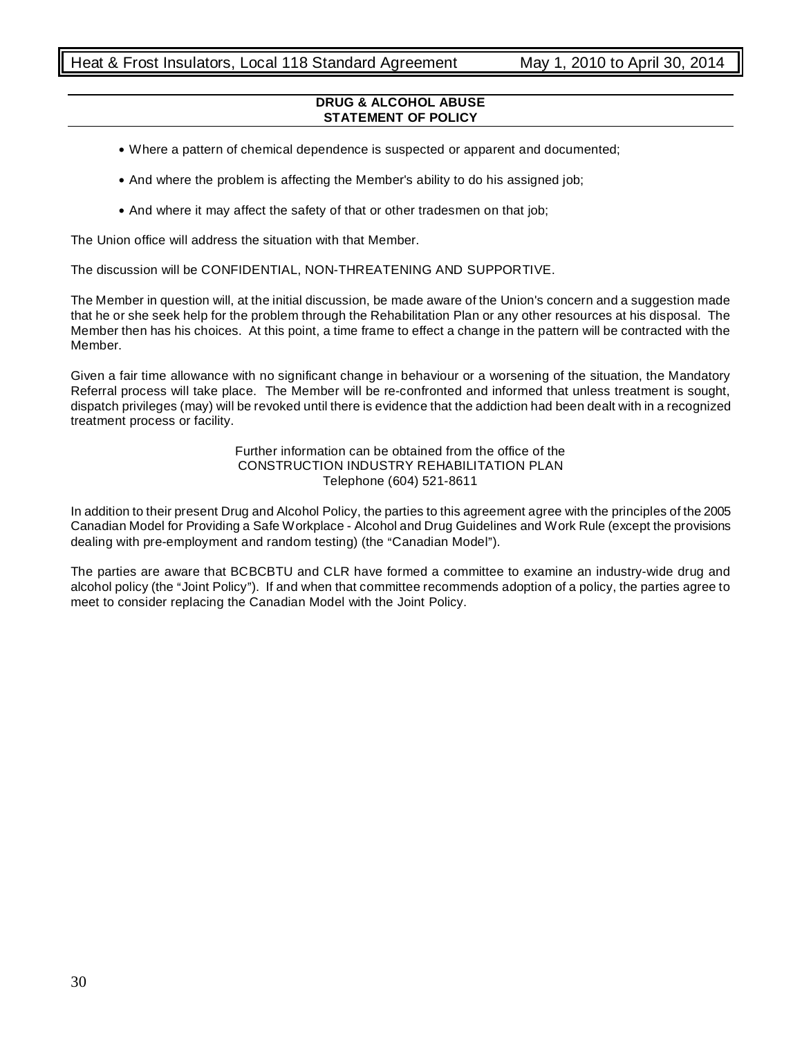## DRUG & ALCOHOL ABUSE
## STATEMENT OF POLICY

- Where a pattern of chemical dependence is suspected or apparent and documented;
- And where the problem is affecting the Member's ability to do his assigned job;
- And where it may affect the safety of that or other tradesmen on that job;

The Union office will address the situation with that Member.

The discussion will be CONFIDENTIAL, NON-THREATENING AND SUPPORTIVE.

The Member in question will, at the initial discussion, be made aware of the Union's concern and a suggestion made that he or she seek help for the problem through the Rehabilitation Plan or any other resources at his disposal. The Member then has his choices. At this point, a time frame to effect a change in the pattern will be contracted with the Member.

Given a fair time allowance with no significant change in behaviour or a worsening of the situation, the Mandatory Referral process will take place. The Member will be re-confronted and informed that unless treatment is sought, dispatch privileges (may) will be revoked until there is evidence that the addiction had been dealt with in a recognized treatment process or facility.

Further information can be obtained from the office of the
CONSTRUCTION INDUSTRY REHABILITATION PLAN
Telephone (604) 521-8611

In addition to their present Drug and Alcohol Policy, the parties to this agreement agree with the principles of the 2005 Canadian Model for Providing a Safe Workplace - Alcohol and Drug Guidelines and Work Rule (except the provisions dealing with pre-employment and random testing) (the "Canadian Model").

The parties are aware that BCBCBTU and CLR have formed a committee to examine an industry-wide drug and alcohol policy (the "Joint Policy"). If and when that committee recommends adoption of a policy, the parties agree to meet to consider replacing the Canadian Model with the Joint Policy.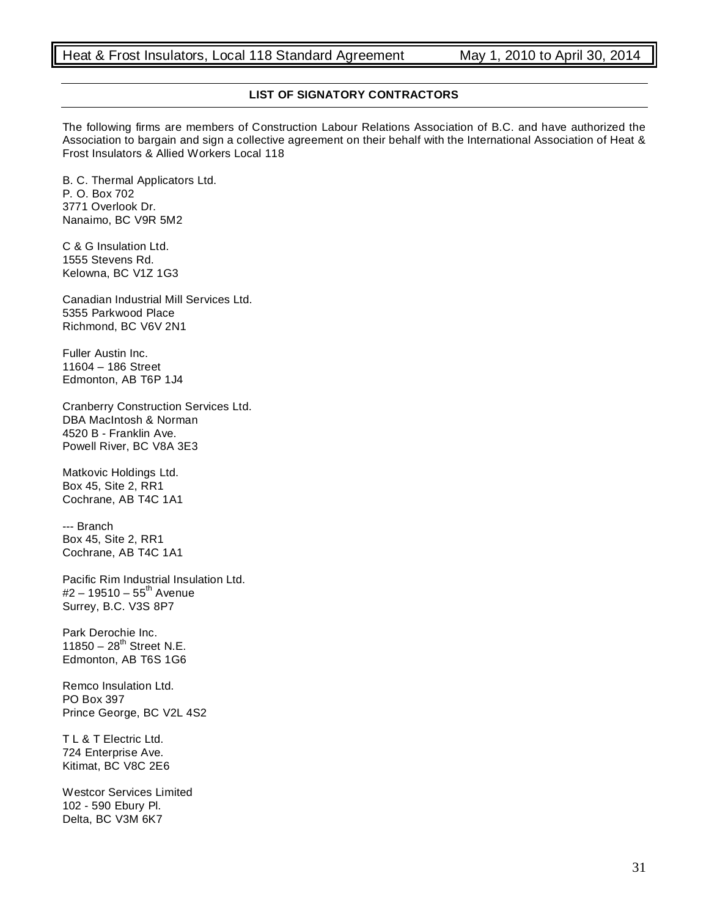## LIST OF SIGNATORY CONTRACTORS

The following firms are members of Construction Labour Relations Association of B.C. and have authorized the Association to bargain and sign a collective agreement on their behalf with the International Association of Heat & Frost Insulators & Allied Workers Local 118

B. C. Thermal Applicators Ltd.
P. O. Box 702
3771 Overlook Dr.
Nanaimo, BC V9R 5M2

C & G Insulation Ltd.
1555 Stevens Rd.
Kelowna, BC V1Z 1G3

Canadian Industrial Mill Services Ltd.
5355 Parkwood Place
Richmond, BC V6V 2N1

Fuller Austin Inc.
11604 – 186 Street
Edmonton, AB T6P 1J4

Cranberry Construction Services Ltd.
DBA MacIntosh & Norman
4520 B - Franklin Ave.
Powell River, BC V8A 3E3

Matkovic Holdings Ltd.
Box 45, Site 2, RR1
Cochrane, AB T4C 1A1

--- Branch
Box 45, Site 2, RR1
Cochrane, AB T4C 1A1

Pacific Rim Industrial Insulation Ltd.
#2 – 19510 – 55th Avenue
Surrey, B.C. V3S 8P7

Park Derochie Inc.
11850 – 28th Street N.E.
Edmonton, AB T6S 1G6

Remco Insulation Ltd.
PO Box 397
Prince George, BC V2L 4S2

T L & T Electric Ltd.
724 Enterprise Ave.
Kitimat, BC V8C 2E6

Westcor Services Limited
102 - 590 Ebury Pl.
Delta, BC V3M 6K7